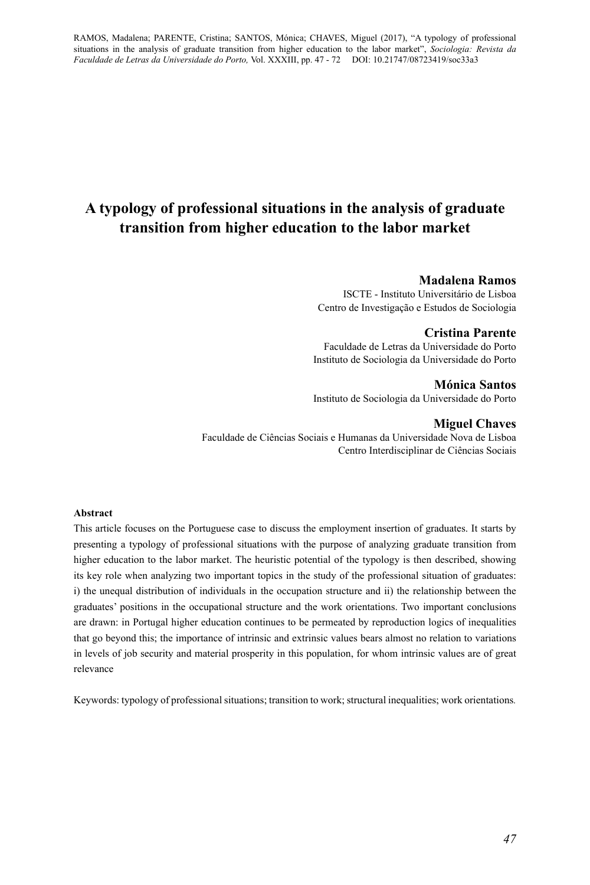# A typology of professional situations in the analysis of graduate transition from higher education to the labor market

**Madalena Ramos**
ISCTE - Instituto Universitário de Lisboa
Centro de Investigação e Estudos de Sociologia

**Cristina Parente**
Faculdade de Letras da Universidade do Porto
Instituto de Sociologia da Universidade do Porto

**Mónica Santos**
Instituto de Sociologia da Universidade do Porto

**Miguel Chaves**
Faculdade de Ciências Sociais e Humanas da Universidade Nova de Lisboa
Centro Interdisciplinar de Ciências Sociais

**Abstract**

This article focuses on the Portuguese case to discuss the employment insertion of graduates. It starts by presenting a typology of professional situations with the purpose of analyzing graduate transition from higher education to the labor market. The heuristic potential of the typology is then described, showing its key role when analyzing two important topics in the study of the professional situation of graduates: i) the unequal distribution of individuals in the occupation structure and ii) the relationship between the graduates' positions in the occupational structure and the work orientations. Two important conclusions are drawn: in Portugal higher education continues to be permeated by reproduction logics of inequalities that go beyond this; the importance of intrinsic and extrinsic values bears almost no relation to variations in levels of job security and material prosperity in this population, for whom intrinsic values are of great relevance

Keywords: typology of professional situations; transition to work; structural inequalities; work orientations.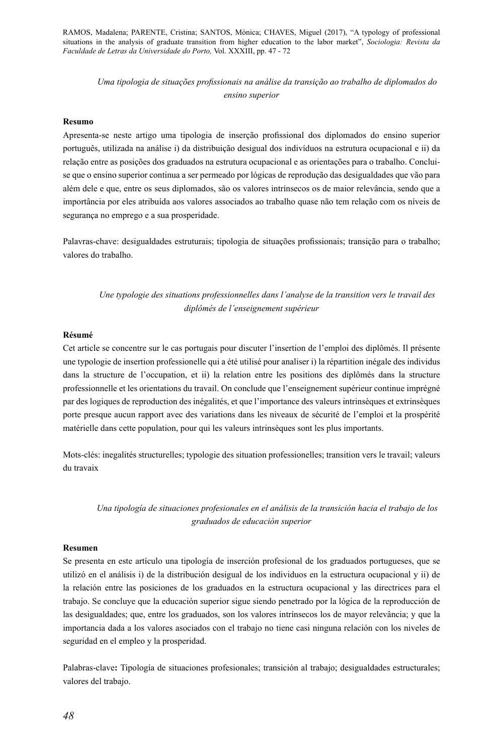*Uma tipologia de situações profissionais na análise da transição ao trabalho de diplomados do ensino superior*

**Resumo**

Apresenta-se neste artigo uma tipologia de inserção profissional dos diplomados do ensino superior português, utilizada na análise i) da distribuição desigual dos indivíduos na estrutura ocupacional e ii) da relação entre as posições dos graduados na estrutura ocupacional e as orientações para o trabalho. Conclui-se que o ensino superior continua a ser permeado por lógicas de reprodução das desigualdades que vão para além dele e que, entre os seus diplomados, são os valores intrínsecos os de maior relevância, sendo que a importância por eles atribuída aos valores associados ao trabalho quase não tem relação com os níveis de segurança no emprego e a sua prosperidade.

Palavras-chave: desigualdades estruturais; tipologia de situações profissionais; transição para o trabalho; valores do trabalho.

*Une typologie des situations professionnelles dans l'analyse de la transition vers le travail des diplômés de l'enseignement supérieur*

**Résumé**

Cet article se concentre sur le cas portugais pour discuter l'insertion de l'emploi des diplômés. Il présente une typologie de insertion professionnelle qui a été utilisé pour analiser i) la répartition inégale des individus dans la structure de l'occupation, et ii) la relation entre les positions des diplômés dans la structure professionnelle et les orientations du travail. On conclude que l'enseignement supérieur continue imprégné par des logiques de reproduction des inégalités, et que l'importance des valeurs intrinsèques et extrinsèques porte presque aucun rapport avec des variations dans les niveaux de sécurité de l'emploi et la prospérité matérielle dans cette population, pour qui les valeurs intrinsèques sont les plus importants.

Mots-clés: inegalités structurelles; typologie des situation professionelles; transition vers le travail; valeurs du travaix

*Una tipología de situaciones profesionales en el análisis de la transición hacia el trabajo de los graduados de educación superior*

**Resumen**

Se presenta en este artículo una tipología de inserción profesional de los graduados portugueses, que se utilizó en el análisis i) de la distribución desigual de los individuos en la estructura ocupacional y ii) de la relación entre las posiciones de los graduados en la estructura ocupacional y las directrices para el trabajo. Se concluye que la educación superior sigue siendo penetrado por la lógica de la reproducción de las desigualdades; que, entre los graduados, son los valores intrínsecos los de mayor relevância; y que la importancia dada a los valores asociados con el trabajo no tiene casi ninguna relación con los niveles de seguridad en el empleo y la prosperidad.

Palabras-clave**:** Tipología de situaciones profesionales; transición al trabajo; desigualdades estructurales; valores del trabajo.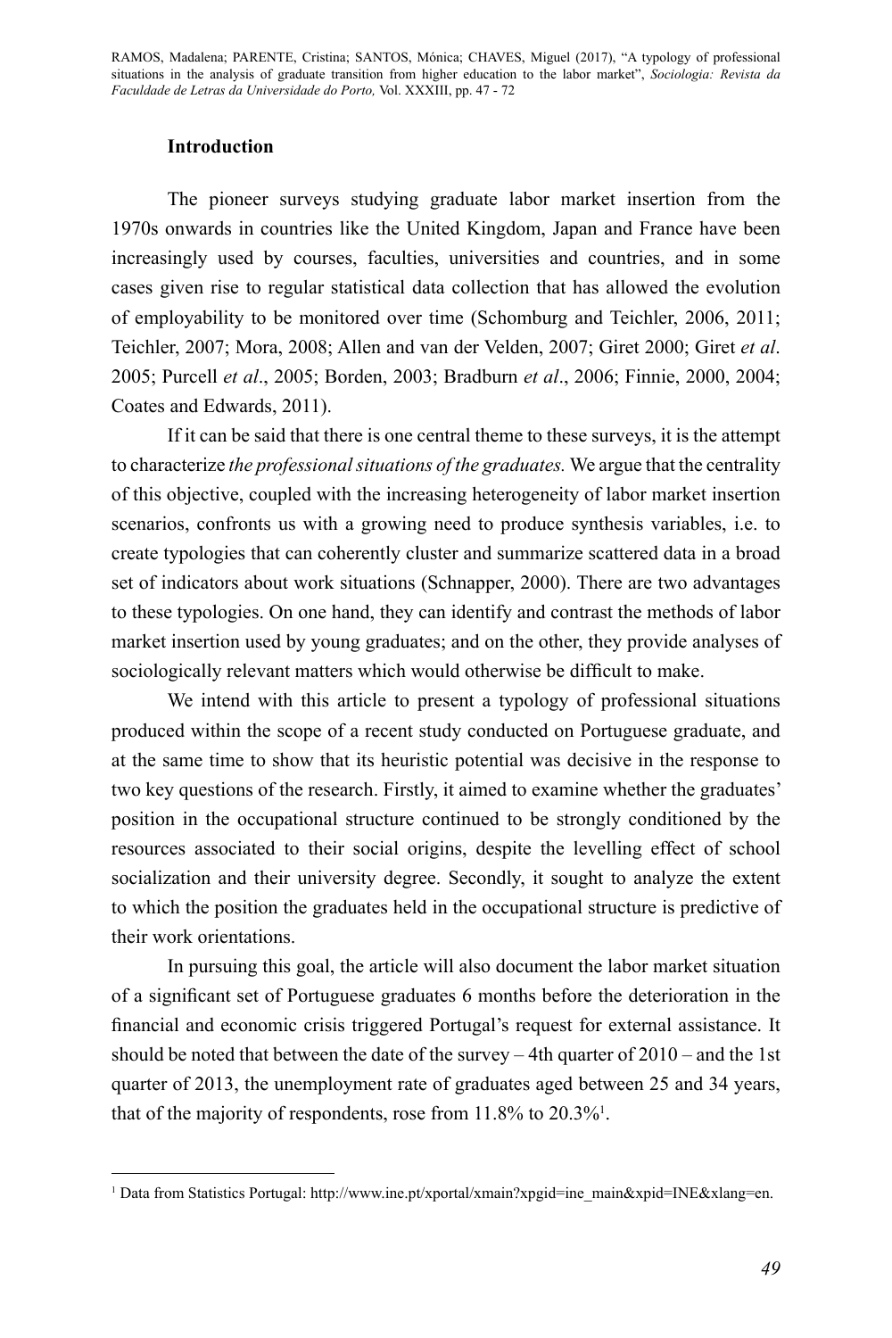## Introduction

The pioneer surveys studying graduate labor market insertion from the 1970s onwards in countries like the United Kingdom, Japan and France have been increasingly used by courses, faculties, universities and countries, and in some cases given rise to regular statistical data collection that has allowed the evolution of employability to be monitored over time (Schomburg and Teichler, 2006, 2011; Teichler, 2007; Mora, 2008; Allen and van der Velden, 2007; Giret 2000; Giret *et al*. 2005; Purcell *et al*., 2005; Borden, 2003; Bradburn *et al*., 2006; Finnie, 2000, 2004; Coates and Edwards, 2011).

If it can be said that there is one central theme to these surveys, it is the attempt to characterize *the professional situations of the graduates.* We argue that the centrality of this objective, coupled with the increasing heterogeneity of labor market insertion scenarios, confronts us with a growing need to produce synthesis variables, i.e. to create typologies that can coherently cluster and summarize scattered data in a broad set of indicators about work situations (Schnapper, 2000). There are two advantages to these typologies. On one hand, they can identify and contrast the methods of labor market insertion used by young graduates; and on the other, they provide analyses of sociologically relevant matters which would otherwise be difficult to make.

We intend with this article to present a typology of professional situations produced within the scope of a recent study conducted on Portuguese graduate, and at the same time to show that its heuristic potential was decisive in the response to two key questions of the research. Firstly, it aimed to examine whether the graduates' position in the occupational structure continued to be strongly conditioned by the resources associated to their social origins, despite the levelling effect of school socialization and their university degree. Secondly, it sought to analyze the extent to which the position the graduates held in the occupational structure is predictive of their work orientations.

In pursuing this goal, the article will also document the labor market situation of a significant set of Portuguese graduates 6 months before the deterioration in the financial and economic crisis triggered Portugal's request for external assistance. It should be noted that between the date of the survey – 4th quarter of 2010 – and the 1st quarter of 2013, the unemployment rate of graduates aged between 25 and 34 years, that of the majority of respondents, rose from 11.8% to 20.3%[1].

[1] Data from Statistics Portugal: http://www.ine.pt/xportal/xmain?xpgid=ine_main&xpid=INE&xlang=en.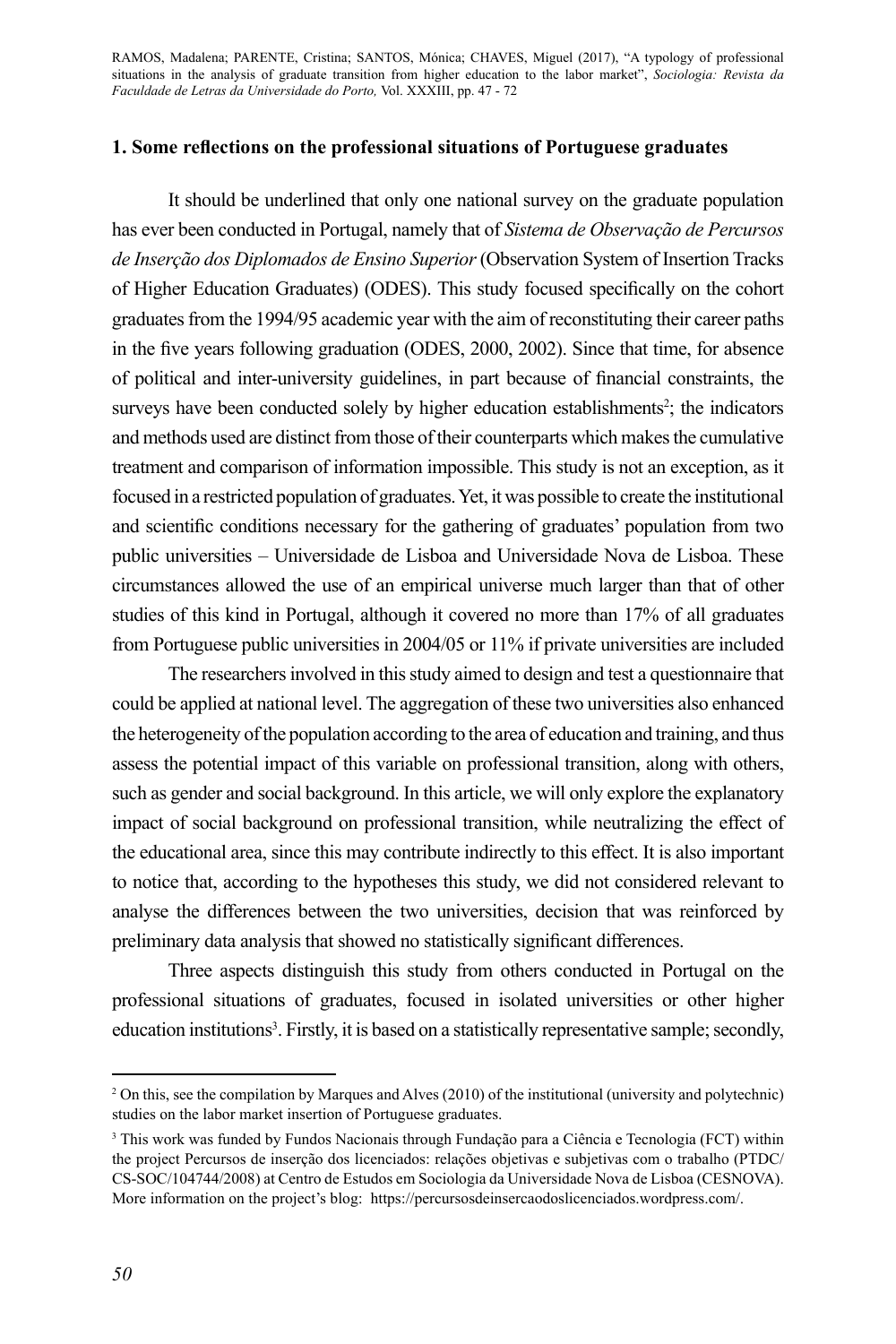## 1. Some reflections on the professional situations of Portuguese graduates

It should be underlined that only one national survey on the graduate population has ever been conducted in Portugal, namely that of *Sistema de Observação de Percursos de Inserção dos Diplomados de Ensino Superior* (Observation System of Insertion Tracks of Higher Education Graduates) (ODES). This study focused specifically on the cohort graduates from the 1994/95 academic year with the aim of reconstituting their career paths in the five years following graduation (ODES, 2000, 2002). Since that time, for absence of political and inter-university guidelines, in part because of financial constraints, the surveys have been conducted solely by higher education establishments[2]; the indicators and methods used are distinct from those of their counterparts which makes the cumulative treatment and comparison of information impossible. This study is not an exception, as it focused in a restricted population of graduates. Yet, it was possible to create the institutional and scientific conditions necessary for the gathering of graduates' population from two public universities – Universidade de Lisboa and Universidade Nova de Lisboa. These circumstances allowed the use of an empirical universe much larger than that of other studies of this kind in Portugal, although it covered no more than 17% of all graduates from Portuguese public universities in 2004/05 or 11% if private universities are included

The researchers involved in this study aimed to design and test a questionnaire that could be applied at national level. The aggregation of these two universities also enhanced the heterogeneity of the population according to the area of education and training, and thus assess the potential impact of this variable on professional transition, along with others, such as gender and social background. In this article, we will only explore the explanatory impact of social background on professional transition, while neutralizing the effect of the educational area, since this may contribute indirectly to this effect. It is also important to notice that, according to the hypotheses this study, we did not considered relevant to analyse the differences between the two universities, decision that was reinforced by preliminary data analysis that showed no statistically significant differences.

Three aspects distinguish this study from others conducted in Portugal on the professional situations of graduates, focused in isolated universities or other higher education institutions[3]. Firstly, it is based on a statistically representative sample; secondly,

---

[2] On this, see the compilation by Marques and Alves (2010) of the institutional (university and polytechnic) studies on the labor market insertion of Portuguese graduates.

[3] This work was funded by Fundos Nacionais through Fundação para a Ciência e Tecnologia (FCT) within the project Percursos de inserção dos licenciados: relações objetivas e subjetivas com o trabalho (PTDC/CS-SOC/104744/2008) at Centro de Estudos em Sociologia da Universidade Nova de Lisboa (CESNOVA). More information on the project's blog: https://percursosdeinsercaodoslicenciados.wordpress.com/.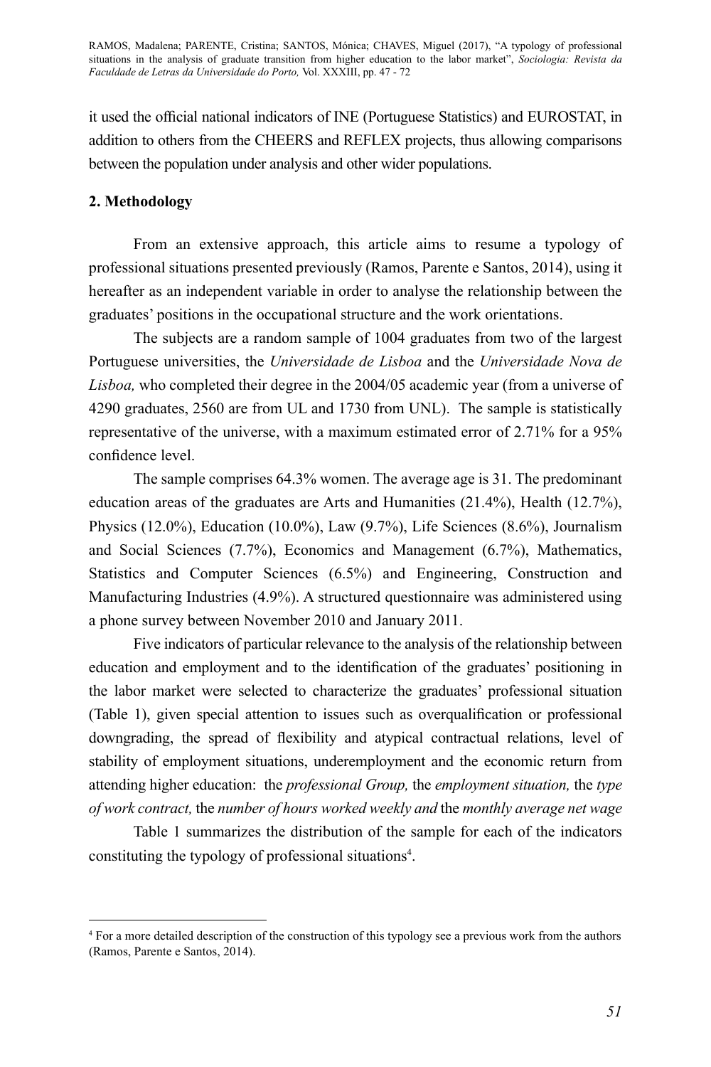it used the official national indicators of INE (Portuguese Statistics) and EUROSTAT, in addition to others from the CHEERS and REFLEX projects, thus allowing comparisons between the population under analysis and other wider populations.

## 2. Methodology

From an extensive approach, this article aims to resume a typology of professional situations presented previously (Ramos, Parente e Santos, 2014), using it hereafter as an independent variable in order to analyse the relationship between the graduates' positions in the occupational structure and the work orientations.

The subjects are a random sample of 1004 graduates from two of the largest Portuguese universities, the *Universidade de Lisboa* and the *Universidade Nova de Lisboa,* who completed their degree in the 2004/05 academic year (from a universe of 4290 graduates, 2560 are from UL and 1730 from UNL). The sample is statistically representative of the universe, with a maximum estimated error of 2.71% for a 95% confidence level.

The sample comprises 64.3% women. The average age is 31. The predominant education areas of the graduates are Arts and Humanities (21.4%), Health (12.7%), Physics (12.0%), Education (10.0%), Law (9.7%), Life Sciences (8.6%), Journalism and Social Sciences (7.7%), Economics and Management (6.7%), Mathematics, Statistics and Computer Sciences (6.5%) and Engineering, Construction and Manufacturing Industries (4.9%). A structured questionnaire was administered using a phone survey between November 2010 and January 2011.

Five indicators of particular relevance to the analysis of the relationship between education and employment and to the identification of the graduates' positioning in the labor market were selected to characterize the graduates' professional situation (Table 1), given special attention to issues such as overqualification or professional downgrading, the spread of flexibility and atypical contractual relations, level of stability of employment situations, underemployment and the economic return from attending higher education: the *professional Group,* the *employment situation,* the *type of work contract,* the *number of hours worked weekly and* the *monthly average net wage*

Table 1 summarizes the distribution of the sample for each of the indicators constituting the typology of professional situations[4].

[4] For a more detailed description of the construction of this typology see a previous work from the authors (Ramos, Parente e Santos, 2014).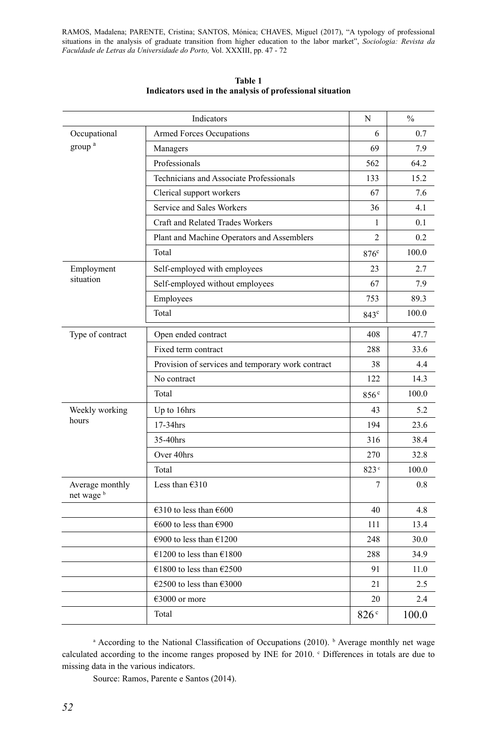**Table 1**
**Indicators used in the analysis of professional situation**

| Indicators | | N | % |
|---|---|---|---|
| Occupational group [a] | Armed Forces Occupations | 6 | 0.7 |
| | Managers | 69 | 7.9 |
| | Professionals | 562 | 64.2 |
| | Technicians and Associate Professionals | 133 | 15.2 |
| | Clerical support workers | 67 | 7.6 |
| | Service and Sales Workers | 36 | 4.1 |
| | Craft and Related Trades Workers | 1 | 0.1 |
| | Plant and Machine Operators and Assemblers | 2 | 0.2 |
| | Total | 876[c] | 100.0 |
| Employment situation | Self-employed with employees | 23 | 2.7 |
| | Self-employed without employees | 67 | 7.9 |
| | Employees | 753 | 89.3 |
| | Total | 843[c] | 100.0 |
| Type of contract | Open ended contract | 408 | 47.7 |
| | Fixed term contract | 288 | 33.6 |
| | Provision of services and temporary work contract | 38 | 4.4 |
| | No contract | 122 | 14.3 |
| | Total | 856[c] | 100.0 |
| Weekly working hours | Up to 16hrs | 43 | 5.2 |
| | 17-34hrs | 194 | 23.6 |
| | 35-40hrs | 316 | 38.4 |
| | Over 40hrs | 270 | 32.8 |
| | Total | 823[c] | 100.0 |
| Average monthly net wage [b] | Less than €310 | 7 | 0.8 |
| | €310 to less than €600 | 40 | 4.8 |
| | €600 to less than €900 | 111 | 13.4 |
| | €900 to less than €1200 | 248 | 30.0 |
| | €1200 to less than €1800 | 288 | 34.9 |
| | €1800 to less than €2500 | 91 | 11.0 |
| | €2500 to less than €3000 | 21 | 2.5 |
| | €3000 or more | 20 | 2.4 |
| | Total | 826[c] | 100.0 |

[a] According to the National Classification of Occupations (2010). [b] Average monthly net wage calculated according to the income ranges proposed by INE for 2010. [c] Differences in totals are due to missing data in the various indicators.

Source: Ramos, Parente e Santos (2014).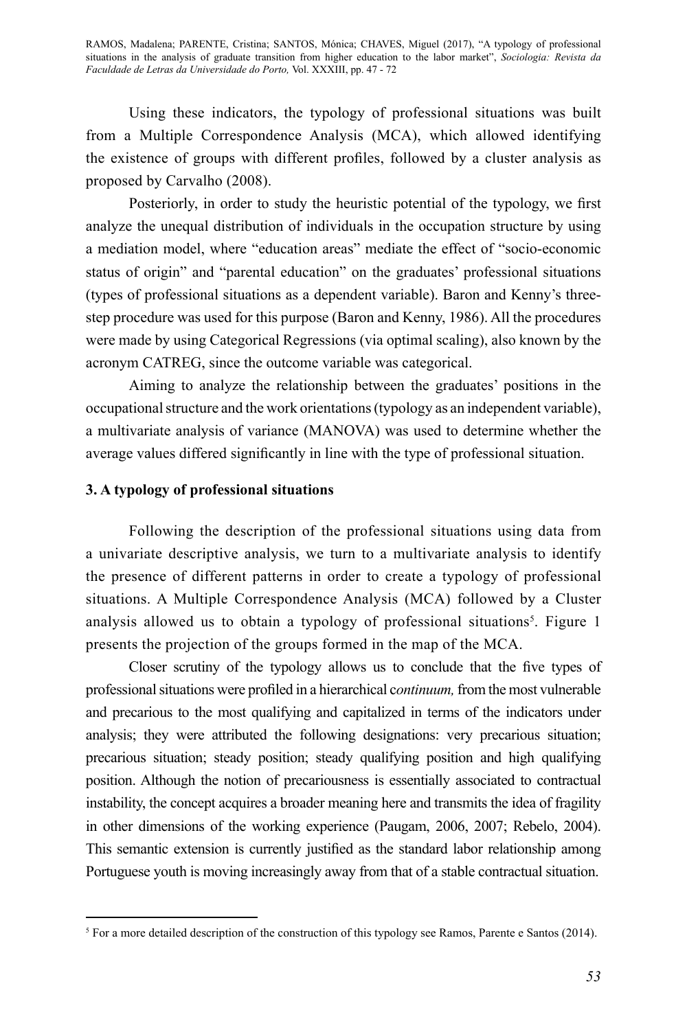Using these indicators, the typology of professional situations was built from a Multiple Correspondence Analysis (MCA), which allowed identifying the existence of groups with different profiles, followed by a cluster analysis as proposed by Carvalho (2008).

Posteriorly, in order to study the heuristic potential of the typology, we first analyze the unequal distribution of individuals in the occupation structure by using a mediation model, where "education areas" mediate the effect of "socio-economic status of origin" and "parental education" on the graduates' professional situations (types of professional situations as a dependent variable). Baron and Kenny's three-step procedure was used for this purpose (Baron and Kenny, 1986). All the procedures were made by using Categorical Regressions (via optimal scaling), also known by the acronym CATREG, since the outcome variable was categorical.

Aiming to analyze the relationship between the graduates' positions in the occupational structure and the work orientations (typology as an independent variable), a multivariate analysis of variance (MANOVA) was used to determine whether the average values differed significantly in line with the type of professional situation.

### 3. A typology of professional situations

Following the description of the professional situations using data from a univariate descriptive analysis, we turn to a multivariate analysis to identify the presence of different patterns in order to create a typology of professional situations. A Multiple Correspondence Analysis (MCA) followed by a Cluster analysis allowed us to obtain a typology of professional situations[5]. Figure 1 presents the projection of the groups formed in the map of the MCA.

Closer scrutiny of the typology allows us to conclude that the five types of professional situations were profiled in a hierarchical c*ontinuum,* from the most vulnerable and precarious to the most qualifying and capitalized in terms of the indicators under analysis; they were attributed the following designations: very precarious situation; precarious situation; steady position; steady qualifying position and high qualifying position. Although the notion of precariousness is essentially associated to contractual instability, the concept acquires a broader meaning here and transmits the idea of fragility in other dimensions of the working experience (Paugam, 2006, 2007; Rebelo, 2004). This semantic extension is currently justified as the standard labor relationship among Portuguese youth is moving increasingly away from that of a stable contractual situation.

[5] For a more detailed description of the construction of this typology see Ramos, Parente e Santos (2014).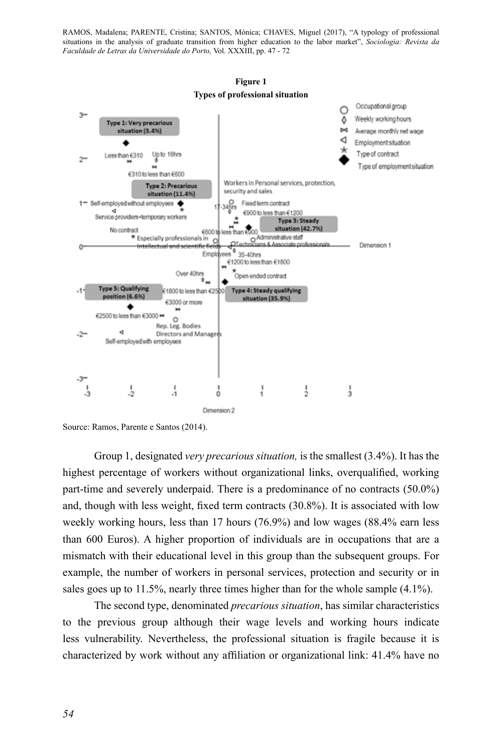**Figure 1**
**Types of professional situation**

Source: Ramos, Parente e Santos (2014).

Group 1, designated *very precarious situation,* is the smallest (3.4%). It has the highest percentage of workers without organizational links, overqualified, working part-time and severely underpaid. There is a predominance of no contracts (50.0%) and, though with less weight, fixed term contracts (30.8%). It is associated with low weekly working hours, less than 17 hours (76.9%) and low wages (88.4% earn less than 600 Euros). A higher proportion of individuals are in occupations that are a mismatch with their educational level in this group than the subsequent groups. For example, the number of workers in personal services, protection and security or in sales goes up to 11.5%, nearly three times higher than for the whole sample (4.1%).

The second type, denominated *precarious situation*, has similar characteristics to the previous group although their wage levels and working hours indicate less vulnerability. Nevertheless, the professional situation is fragile because it is characterized by work without any affiliation or organizational link: 41.4% have no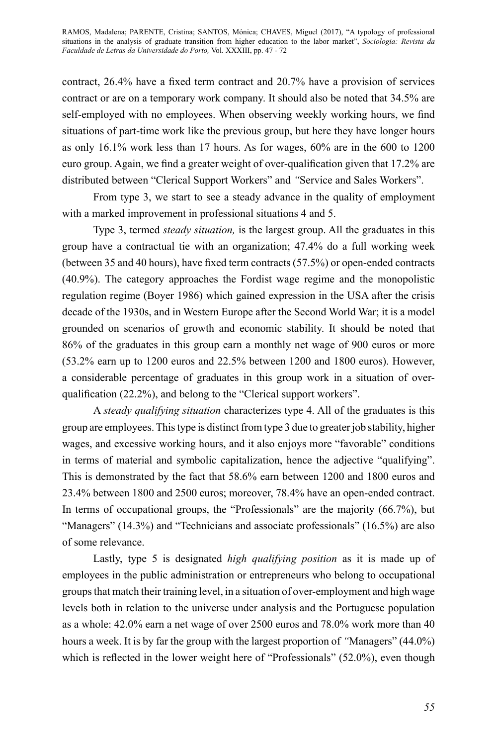contract, 26.4% have a fixed term contract and 20.7% have a provision of services contract or are on a temporary work company. It should also be noted that 34.5% are self-employed with no employees. When observing weekly working hours, we find situations of part-time work like the previous group, but here they have longer hours as only 16.1% work less than 17 hours. As for wages, 60% are in the 600 to 1200 euro group. Again, we find a greater weight of over-qualification given that 17.2% are distributed between "Clerical Support Workers" and "Service and Sales Workers".

From type 3, we start to see a steady advance in the quality of employment with a marked improvement in professional situations 4 and 5.

Type 3, termed *steady situation,* is the largest group. All the graduates in this group have a contractual tie with an organization; 47.4% do a full working week (between 35 and 40 hours), have fixed term contracts (57.5%) or open-ended contracts (40.9%). The category approaches the Fordist wage regime and the monopolistic regulation regime (Boyer 1986) which gained expression in the USA after the crisis decade of the 1930s, and in Western Europe after the Second World War; it is a model grounded on scenarios of growth and economic stability. It should be noted that 86% of the graduates in this group earn a monthly net wage of 900 euros or more (53.2% earn up to 1200 euros and 22.5% between 1200 and 1800 euros). However, a considerable percentage of graduates in this group work in a situation of over-qualification (22.2%), and belong to the "Clerical support workers".

A *steady qualifying situation* characterizes type 4. All of the graduates is this group are employees. This type is distinct from type 3 due to greater job stability, higher wages, and excessive working hours, and it also enjoys more "favorable" conditions in terms of material and symbolic capitalization, hence the adjective "qualifying". This is demonstrated by the fact that 58.6% earn between 1200 and 1800 euros and 23.4% between 1800 and 2500 euros; moreover, 78.4% have an open-ended contract. In terms of occupational groups, the "Professionals" are the majority (66.7%), but "Managers" (14.3%) and "Technicians and associate professionals" (16.5%) are also of some relevance.

Lastly, type 5 is designated *high qualifying position* as it is made up of employees in the public administration or entrepreneurs who belong to occupational groups that match their training level, in a situation of over-employment and high wage levels both in relation to the universe under analysis and the Portuguese population as a whole: 42.0% earn a net wage of over 2500 euros and 78.0% work more than 40 hours a week. It is by far the group with the largest proportion of "Managers" (44.0%) which is reflected in the lower weight here of "Professionals" (52.0%), even though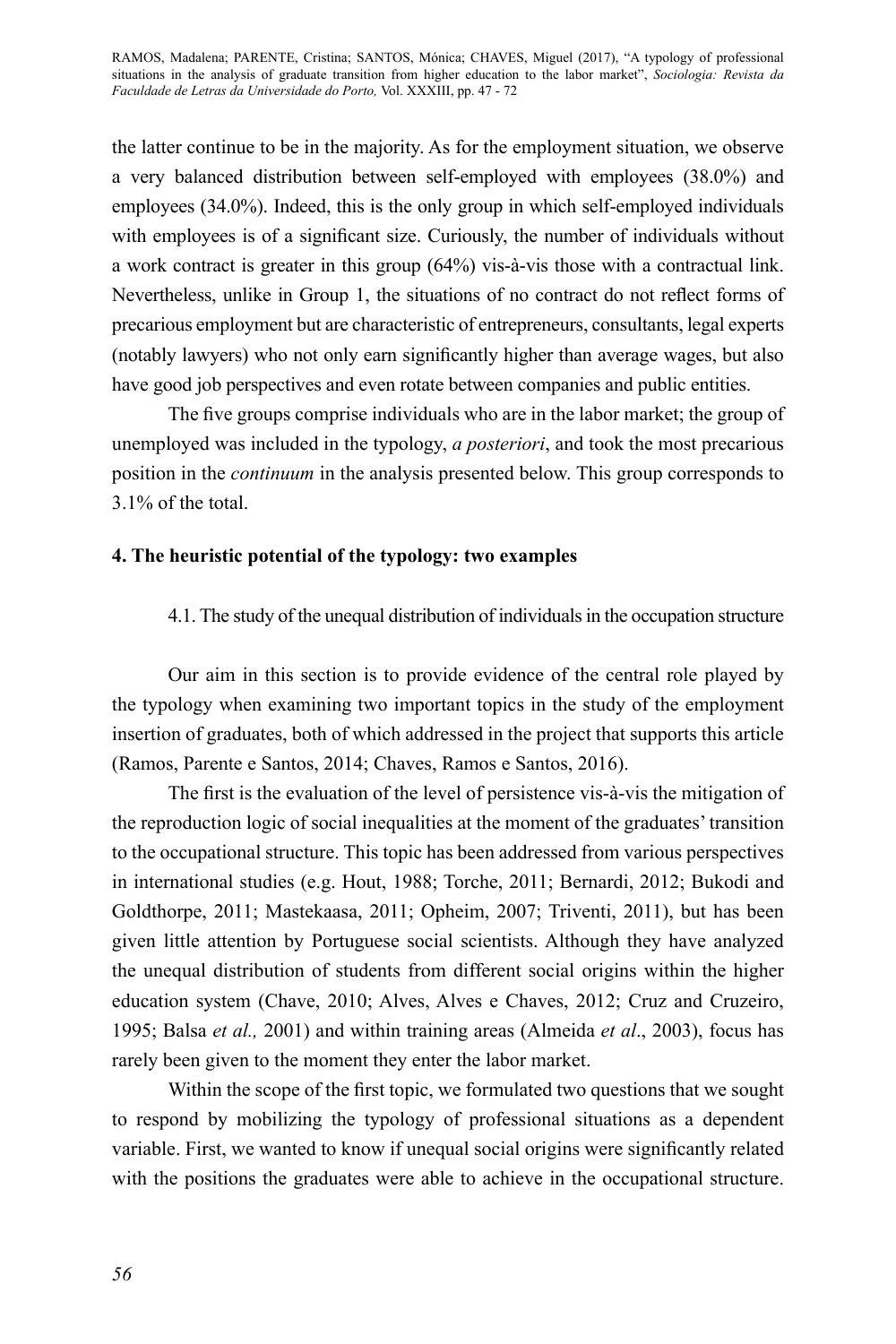the latter continue to be in the majority. As for the employment situation, we observe a very balanced distribution between self-employed with employees (38.0%) and employees (34.0%). Indeed, this is the only group in which self-employed individuals with employees is of a significant size. Curiously, the number of individuals without a work contract is greater in this group (64%) vis-à-vis those with a contractual link. Nevertheless, unlike in Group 1, the situations of no contract do not reflect forms of precarious employment but are characteristic of entrepreneurs, consultants, legal experts (notably lawyers) who not only earn significantly higher than average wages, but also have good job perspectives and even rotate between companies and public entities.

The five groups comprise individuals who are in the labor market; the group of unemployed was included in the typology, *a posteriori*, and took the most precarious position in the *continuum* in the analysis presented below. This group corresponds to 3.1% of the total.

## 4. The heuristic potential of the typology: two examples

### 4.1. The study of the unequal distribution of individuals in the occupation structure

Our aim in this section is to provide evidence of the central role played by the typology when examining two important topics in the study of the employment insertion of graduates, both of which addressed in the project that supports this article (Ramos, Parente e Santos, 2014; Chaves, Ramos e Santos, 2016).

The first is the evaluation of the level of persistence vis-à-vis the mitigation of the reproduction logic of social inequalities at the moment of the graduates' transition to the occupational structure. This topic has been addressed from various perspectives in international studies (e.g. Hout, 1988; Torche, 2011; Bernardi, 2012; Bukodi and Goldthorpe, 2011; Mastekaasa, 2011; Opheim, 2007; Triventi, 2011), but has been given little attention by Portuguese social scientists. Although they have analyzed the unequal distribution of students from different social origins within the higher education system (Chave, 2010; Alves, Alves e Chaves, 2012; Cruz and Cruzeiro, 1995; Balsa *et al.,* 2001) and within training areas (Almeida *et al*., 2003), focus has rarely been given to the moment they enter the labor market.

Within the scope of the first topic, we formulated two questions that we sought to respond by mobilizing the typology of professional situations as a dependent variable. First, we wanted to know if unequal social origins were significantly related with the positions the graduates were able to achieve in the occupational structure.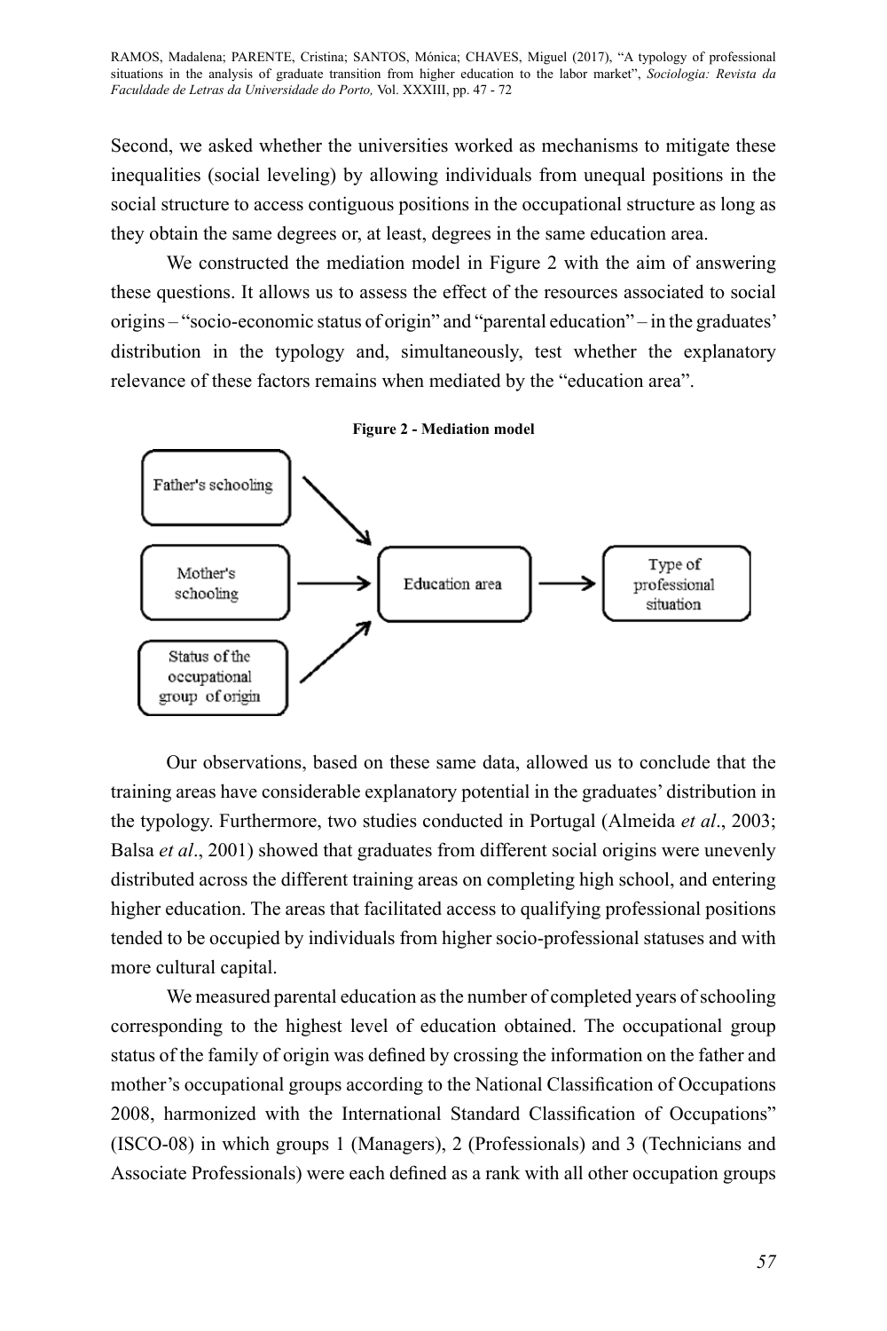Second, we asked whether the universities worked as mechanisms to mitigate these inequalities (social leveling) by allowing individuals from unequal positions in the social structure to access contiguous positions in the occupational structure as long as they obtain the same degrees or, at least, degrees in the same education area.

We constructed the mediation model in Figure 2 with the aim of answering these questions. It allows us to assess the effect of the resources associated to social origins – "socio-economic status of origin" and "parental education" – in the graduates' distribution in the typology and, simultaneously, test whether the explanatory relevance of these factors remains when mediated by the "education area".

**Figure 2 - Mediation model**

Father's schooling → Education area
Mother's schooling → Education area
Status of the occupational group of origin → Education area
Education area → Type of professional situation

Our observations, based on these same data, allowed us to conclude that the training areas have considerable explanatory potential in the graduates' distribution in the typology. Furthermore, two studies conducted in Portugal (Almeida *et al*., 2003; Balsa *et al*., 2001) showed that graduates from different social origins were unevenly distributed across the different training areas on completing high school, and entering higher education. The areas that facilitated access to qualifying professional positions tended to be occupied by individuals from higher socio-professional statuses and with more cultural capital.

We measured parental education as the number of completed years of schooling corresponding to the highest level of education obtained. The occupational group status of the family of origin was defined by crossing the information on the father and mother's occupational groups according to the National Classification of Occupations 2008, harmonized with the International Standard Classification of Occupations" (ISCO-08) in which groups 1 (Managers), 2 (Professionals) and 3 (Technicians and Associate Professionals) were each defined as a rank with all other occupation groups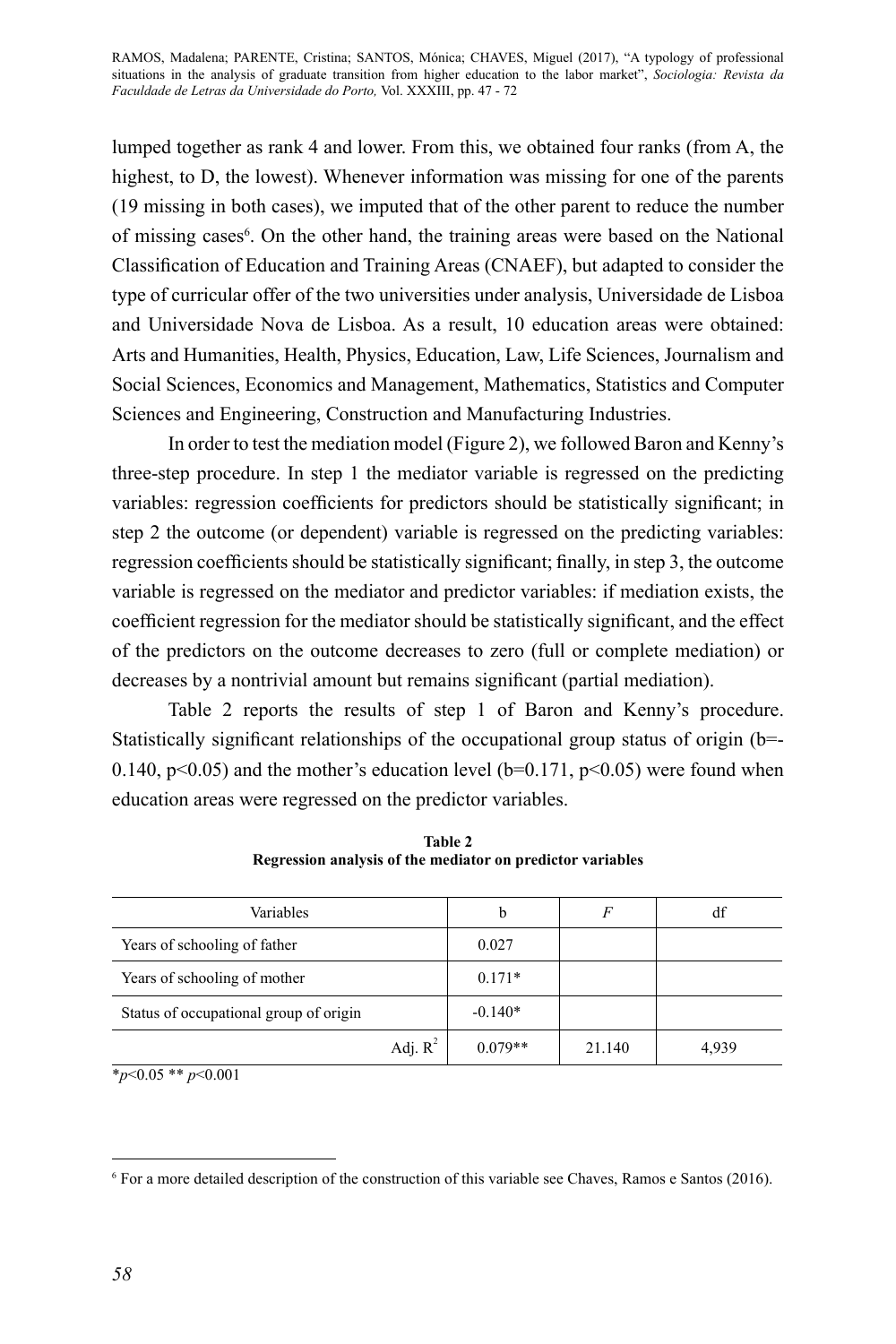lumped together as rank 4 and lower. From this, we obtained four ranks (from A, the highest, to D, the lowest). Whenever information was missing for one of the parents (19 missing in both cases), we imputed that of the other parent to reduce the number of missing cases[6]. On the other hand, the training areas were based on the National Classification of Education and Training Areas (CNAEF), but adapted to consider the type of curricular offer of the two universities under analysis, Universidade de Lisboa and Universidade Nova de Lisboa. As a result, 10 education areas were obtained: Arts and Humanities, Health, Physics, Education, Law, Life Sciences, Journalism and Social Sciences, Economics and Management, Mathematics, Statistics and Computer Sciences and Engineering, Construction and Manufacturing Industries.

In order to test the mediation model (Figure 2), we followed Baron and Kenny's three-step procedure. In step 1 the mediator variable is regressed on the predicting variables: regression coefficients for predictors should be statistically significant; in step 2 the outcome (or dependent) variable is regressed on the predicting variables: regression coefficients should be statistically significant; finally, in step 3, the outcome variable is regressed on the mediator and predictor variables: if mediation exists, the coefficient regression for the mediator should be statistically significant, and the effect of the predictors on the outcome decreases to zero (full or complete mediation) or decreases by a nontrivial amount but remains significant (partial mediation).

Table 2 reports the results of step 1 of Baron and Kenny's procedure. Statistically significant relationships of the occupational group status of origin ($b=-0.140$, $p<0.05$) and the mother's education level ($b=0.171$, $p<0.05$) were found when education areas were regressed on the predictor variables.

**Table 2**
**Regression analysis of the mediator on predictor variables**

| Variables | b | *F* | df |
|---|---|---|---|
| Years of schooling of father | 0.027 | | |
| Years of schooling of mother | 0.171* | | |
| Status of occupational group of origin | -0.140* | | |
| Adj. $R^2$ | 0.079** | 21.140 | 4,939 |

\**p*<0.05 ** *p*<0.001

[6] For a more detailed description of the construction of this variable see Chaves, Ramos e Santos (2016).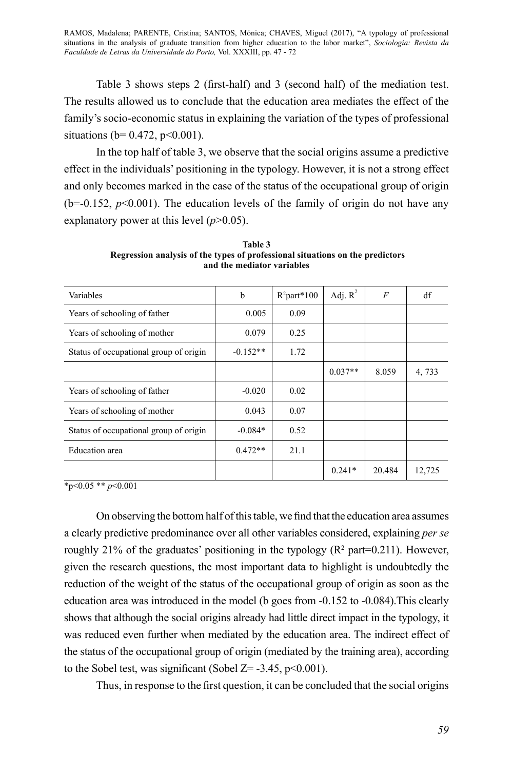Table 3 shows steps 2 (first-half) and 3 (second half) of the mediation test. The results allowed us to conclude that the education area mediates the effect of the family's socio-economic status in explaining the variation of the types of professional situations (b= 0.472, p<0.001).

In the top half of table 3, we observe that the social origins assume a predictive effect in the individuals' positioning in the typology. However, it is not a strong effect and only becomes marked in the case of the status of the occupational group of origin (b=-0.152, *p*<0.001). The education levels of the family of origin do not have any explanatory power at this level (*p*>0.05).

**Table 3**
**Regression analysis of the types of professional situations on the predictors and the mediator variables**

| Variables | b | $R^2$part*100 | Adj. $R^2$ | *F* | df |
|---|---|---|---|---|---|
| Years of schooling of father | 0.005 | 0.09 | | | |
| Years of schooling of mother | 0.079 | 0.25 | | | |
| Status of occupational group of origin | -0.152** | 1.72 | | | |
| | | | 0.037** | 8.059 | 4, 733 |
| Years of schooling of father | -0.020 | 0.02 | | | |
| Years of schooling of mother | 0.043 | 0.07 | | | |
| Status of occupational group of origin | -0.084* | 0.52 | | | |
| Education area | 0.472** | 21.1 | | | |
| | | | 0.241* | 20.484 | 12,725 |

*p<0.05 ** *p*<0.001

On observing the bottom half of this table, we find that the education area assumes a clearly predictive predominance over all other variables considered, explaining *per se* roughly 21% of the graduates' positioning in the typology ($R^2$ part=0.211). However, given the research questions, the most important data to highlight is undoubtedly the reduction of the weight of the status of the occupational group of origin as soon as the education area was introduced in the model (b goes from -0.152 to -0.084).This clearly shows that although the social origins already had little direct impact in the typology, it was reduced even further when mediated by the education area. The indirect effect of the status of the occupational group of origin (mediated by the training area), according to the Sobel test, was significant (Sobel Z= -3.45, p<0.001).

Thus, in response to the first question, it can be concluded that the social origins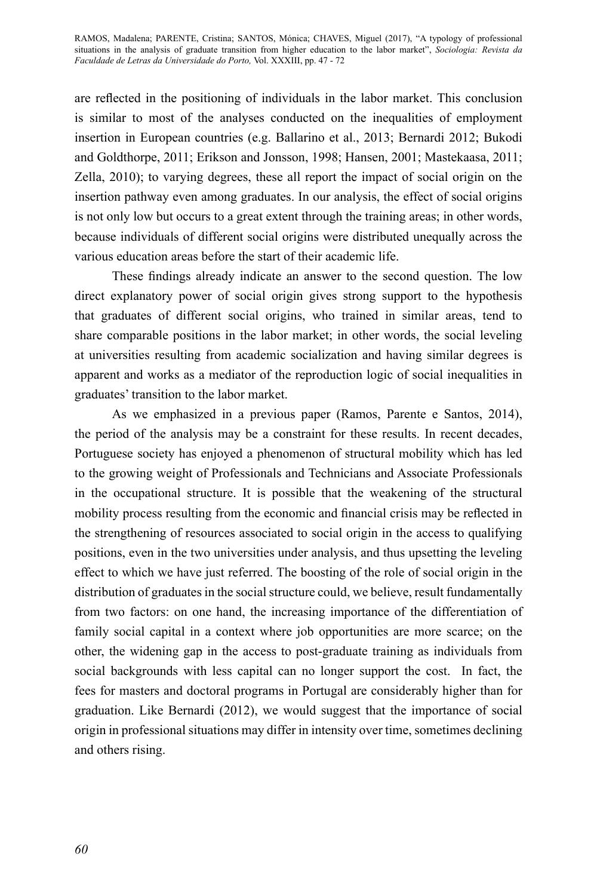are reflected in the positioning of individuals in the labor market. This conclusion is similar to most of the analyses conducted on the inequalities of employment insertion in European countries (e.g. Ballarino et al., 2013; Bernardi 2012; Bukodi and Goldthorpe, 2011; Erikson and Jonsson, 1998; Hansen, 2001; Mastekaasa, 2011; Zella, 2010); to varying degrees, these all report the impact of social origin on the insertion pathway even among graduates. In our analysis, the effect of social origins is not only low but occurs to a great extent through the training areas; in other words, because individuals of different social origins were distributed unequally across the various education areas before the start of their academic life.

These findings already indicate an answer to the second question. The low direct explanatory power of social origin gives strong support to the hypothesis that graduates of different social origins, who trained in similar areas, tend to share comparable positions in the labor market; in other words, the social leveling at universities resulting from academic socialization and having similar degrees is apparent and works as a mediator of the reproduction logic of social inequalities in graduates' transition to the labor market.

As we emphasized in a previous paper (Ramos, Parente e Santos, 2014), the period of the analysis may be a constraint for these results. In recent decades, Portuguese society has enjoyed a phenomenon of structural mobility which has led to the growing weight of Professionals and Technicians and Associate Professionals in the occupational structure. It is possible that the weakening of the structural mobility process resulting from the economic and financial crisis may be reflected in the strengthening of resources associated to social origin in the access to qualifying positions, even in the two universities under analysis, and thus upsetting the leveling effect to which we have just referred. The boosting of the role of social origin in the distribution of graduates in the social structure could, we believe, result fundamentally from two factors: on one hand, the increasing importance of the differentiation of family social capital in a context where job opportunities are more scarce; on the other, the widening gap in the access to post-graduate training as individuals from social backgrounds with less capital can no longer support the cost. In fact, the fees for masters and doctoral programs in Portugal are considerably higher than for graduation. Like Bernardi (2012), we would suggest that the importance of social origin in professional situations may differ in intensity over time, sometimes declining and others rising.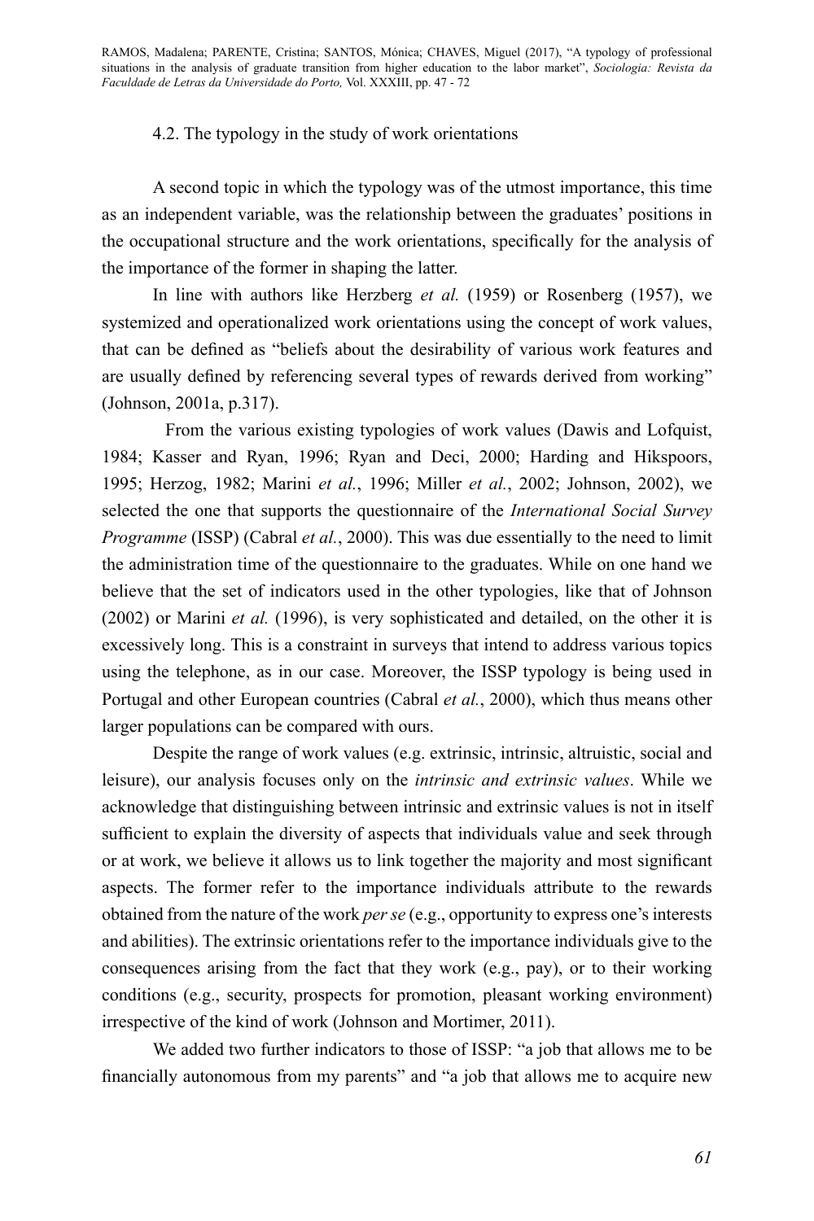### 4.2. The typology in the study of work orientations

A second topic in which the typology was of the utmost importance, this time as an independent variable, was the relationship between the graduates' positions in the occupational structure and the work orientations, specifically for the analysis of the importance of the former in shaping the latter.

In line with authors like Herzberg *et al.* (1959) or Rosenberg (1957), we systemized and operationalized work orientations using the concept of work values, that can be defined as "beliefs about the desirability of various work features and are usually defined by referencing several types of rewards derived from working" (Johnson, 2001a, p.317).

From the various existing typologies of work values (Dawis and Lofquist, 1984; Kasser and Ryan, 1996; Ryan and Deci, 2000; Harding and Hikspoors, 1995; Herzog, 1982; Marini *et al.*, 1996; Miller *et al.*, 2002; Johnson, 2002), we selected the one that supports the questionnaire of the *International Social Survey Programme* (ISSP) (Cabral *et al.*, 2000). This was due essentially to the need to limit the administration time of the questionnaire to the graduates. While on one hand we believe that the set of indicators used in the other typologies, like that of Johnson (2002) or Marini *et al.* (1996), is very sophisticated and detailed, on the other it is excessively long. This is a constraint in surveys that intend to address various topics using the telephone, as in our case. Moreover, the ISSP typology is being used in Portugal and other European countries (Cabral *et al.*, 2000), which thus means other larger populations can be compared with ours.

Despite the range of work values (e.g. extrinsic, intrinsic, altruistic, social and leisure), our analysis focuses only on the *intrinsic and extrinsic values*. While we acknowledge that distinguishing between intrinsic and extrinsic values is not in itself sufficient to explain the diversity of aspects that individuals value and seek through or at work, we believe it allows us to link together the majority and most significant aspects. The former refer to the importance individuals attribute to the rewards obtained from the nature of the work *per se* (e.g., opportunity to express one's interests and abilities). The extrinsic orientations refer to the importance individuals give to the consequences arising from the fact that they work (e.g., pay), or to their working conditions (e.g., security, prospects for promotion, pleasant working environment) irrespective of the kind of work (Johnson and Mortimer, 2011).

We added two further indicators to those of ISSP: "a job that allows me to be financially autonomous from my parents" and "a job that allows me to acquire new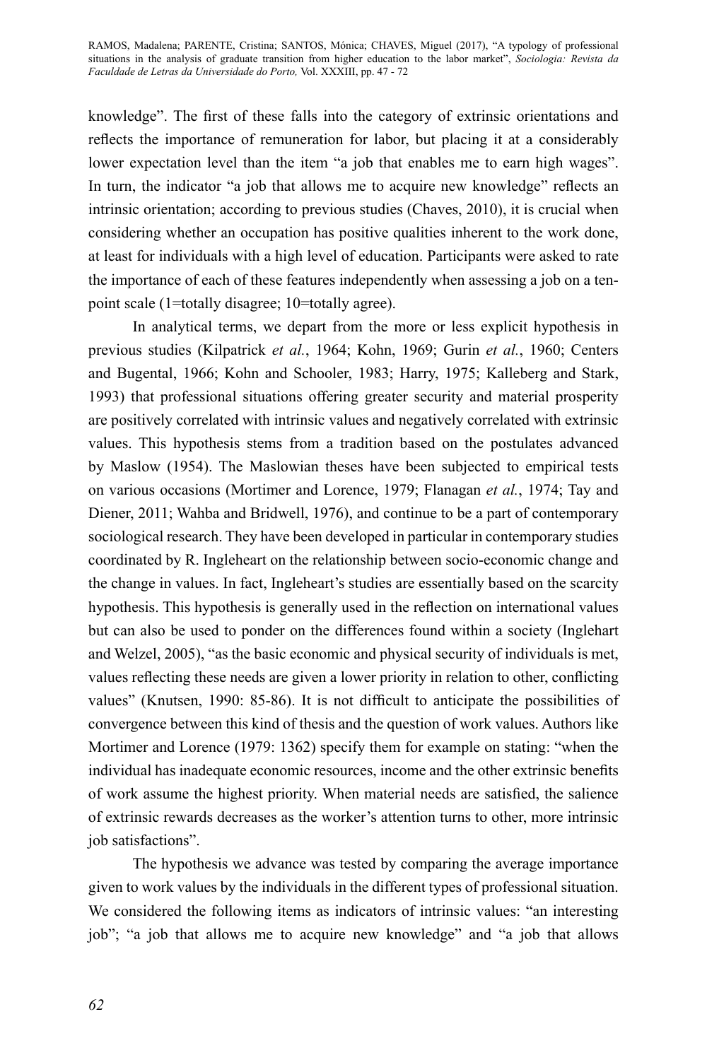knowledge". The first of these falls into the category of extrinsic orientations and reflects the importance of remuneration for labor, but placing it at a considerably lower expectation level than the item "a job that enables me to earn high wages". In turn, the indicator "a job that allows me to acquire new knowledge" reflects an intrinsic orientation; according to previous studies (Chaves, 2010), it is crucial when considering whether an occupation has positive qualities inherent to the work done, at least for individuals with a high level of education. Participants were asked to rate the importance of each of these features independently when assessing a job on a ten-point scale (1=totally disagree; 10=totally agree).

In analytical terms, we depart from the more or less explicit hypothesis in previous studies (Kilpatrick *et al.*, 1964; Kohn, 1969; Gurin *et al.*, 1960; Centers and Bugental, 1966; Kohn and Schooler, 1983; Harry, 1975; Kalleberg and Stark, 1993) that professional situations offering greater security and material prosperity are positively correlated with intrinsic values and negatively correlated with extrinsic values. This hypothesis stems from a tradition based on the postulates advanced by Maslow (1954). The Maslowian theses have been subjected to empirical tests on various occasions (Mortimer and Lorence, 1979; Flanagan *et al.*, 1974; Tay and Diener, 2011; Wahba and Bridwell, 1976), and continue to be a part of contemporary sociological research. They have been developed in particular in contemporary studies coordinated by R. Ingleheart on the relationship between socio-economic change and the change in values. In fact, Ingleheart's studies are essentially based on the scarcity hypothesis. This hypothesis is generally used in the reflection on international values but can also be used to ponder on the differences found within a society (Inglehart and Welzel, 2005), "as the basic economic and physical security of individuals is met, values reflecting these needs are given a lower priority in relation to other, conflicting values" (Knutsen, 1990: 85-86). It is not difficult to anticipate the possibilities of convergence between this kind of thesis and the question of work values. Authors like Mortimer and Lorence (1979: 1362) specify them for example on stating: "when the individual has inadequate economic resources, income and the other extrinsic benefits of work assume the highest priority. When material needs are satisfied, the salience of extrinsic rewards decreases as the worker's attention turns to other, more intrinsic job satisfactions".

The hypothesis we advance was tested by comparing the average importance given to work values by the individuals in the different types of professional situation. We considered the following items as indicators of intrinsic values: "an interesting job"; "a job that allows me to acquire new knowledge" and "a job that allows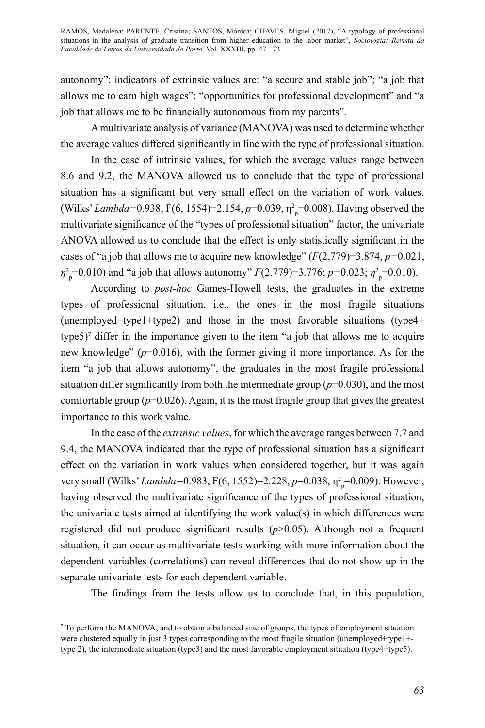autonomy"; indicators of extrinsic values are: "a secure and stable job"; "a job that allows me to earn high wages"; "opportunities for professional development" and "a job that allows me to be financially autonomous from my parents".

A multivariate analysis of variance (MANOVA) was used to determine whether the average values differed significantly in line with the type of professional situation.

In the case of intrinsic values, for which the average values range between 8.6 and 9.2, the MANOVA allowed us to conclude that the type of professional situation has a significant but very small effect on the variation of work values. (Wilks' *Lambda*=0.938, $F(6, 1554)=2.154$, $p=0.039$, $\eta^2_p=0.008$). Having observed the multivariate significance of the "types of professional situation" factor, the univariate ANOVA allowed us to conclude that the effect is only statistically significant in the cases of "a job that allows me to acquire new knowledge" ($F(2,779)=3.874$, $p=0.021$, $\eta^2_p=0.010$) and "a job that allows autonomy" $F(2,779)=3.776$; $p=0.023$; $\eta^2_p=0.010$).

According to *post-hoc* Games-Howell tests, the graduates in the extreme types of professional situation, i.e., the ones in the most fragile situations (unemployed+type1+type2) and those in the most favorable situations (type4+ type5)[7] differ in the importance given to the item "a job that allows me to acquire new knowledge" ($p=0.016$), with the former giving it more importance. As for the item "a job that allows autonomy", the graduates in the most fragile professional situation differ significantly from both the intermediate group ($p=0.030$), and the most comfortable group ($p=0.026$). Again, it is the most fragile group that gives the greatest importance to this work value.

In the case of the *extrinsic values*, for which the average ranges between 7.7 and 9.4, the MANOVA indicated that the type of professional situation has a significant effect on the variation in work values when considered together, but it was again very small (Wilks' *Lambda*=0.983, $F(6, 1552)=2.228$, $p=0.038$, $\eta^2_p=0.009$). However, having observed the multivariate significance of the types of professional situation, the univariate tests aimed at identifying the work value(s) in which differences were registered did not produce significant results ($p>0.05$). Although not a frequent situation, it can occur as multivariate tests working with more information about the dependent variables (correlations) can reveal differences that do not show up in the separate univariate tests for each dependent variable.

The findings from the tests allow us to conclude that, in this population,

---

[7] To perform the MANOVA, and to obtain a balanced size of groups, the types of employment situation were clustered equally in just 3 types corresponding to the most fragile situation (unemployed+type1+-type 2), the intermediate situation (type3) and the most favorable employment situation (type4+type5).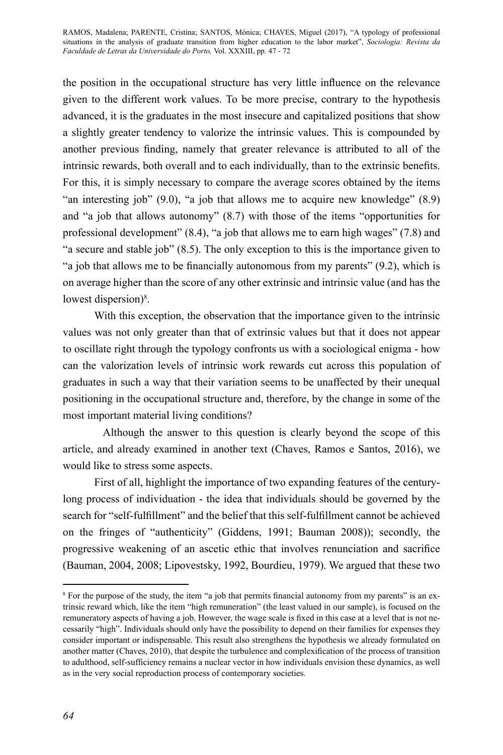the position in the occupational structure has very little influence on the relevance given to the different work values. To be more precise, contrary to the hypothesis advanced, it is the graduates in the most insecure and capitalized positions that show a slightly greater tendency to valorize the intrinsic values. This is compounded by another previous finding, namely that greater relevance is attributed to all of the intrinsic rewards, both overall and to each individually, than to the extrinsic benefits. For this, it is simply necessary to compare the average scores obtained by the items "an interesting job" (9.0), "a job that allows me to acquire new knowledge" (8.9) and "a job that allows autonomy" (8.7) with those of the items "opportunities for professional development" (8.4), "a job that allows me to earn high wages" (7.8) and "a secure and stable job" (8.5). The only exception to this is the importance given to "a job that allows me to be financially autonomous from my parents" (9.2), which is on average higher than the score of any other extrinsic and intrinsic value (and has the lowest dispersion)[8].

With this exception, the observation that the importance given to the intrinsic values was not only greater than that of extrinsic values but that it does not appear to oscillate right through the typology confronts us with a sociological enigma - how can the valorization levels of intrinsic work rewards cut across this population of graduates in such a way that their variation seems to be unaffected by their unequal positioning in the occupational structure and, therefore, by the change in some of the most important material living conditions?

Although the answer to this question is clearly beyond the scope of this article, and already examined in another text (Chaves, Ramos e Santos, 2016), we would like to stress some aspects.

First of all, highlight the importance of two expanding features of the century-long process of individuation - the idea that individuals should be governed by the search for "self-fulfillment" and the belief that this self-fulfillment cannot be achieved on the fringes of "authenticity" (Giddens, 1991; Bauman 2008)); secondly, the progressive weakening of an ascetic ethic that involves renunciation and sacrifice (Bauman, 2004, 2008; Lipovestsky, 1992, Bourdieu, 1979). We argued that these two

---

[8] For the purpose of the study, the item "a job that permits financial autonomy from my parents" is an extrinsic reward which, like the item "high remuneration" (the least valued in our sample), is focused on the remuneratory aspects of having a job. However, the wage scale is fixed in this case at a level that is not necessarily "high". Individuals should only have the possibility to depend on their families for expenses they consider important or indispensable. This result also strengthens the hypothesis we already formulated on another matter (Chaves, 2010), that despite the turbulence and complexification of the process of transition to adulthood, self-sufficiency remains a nuclear vector in how individuals envision these dynamics, as well as in the very social reproduction process of contemporary societies.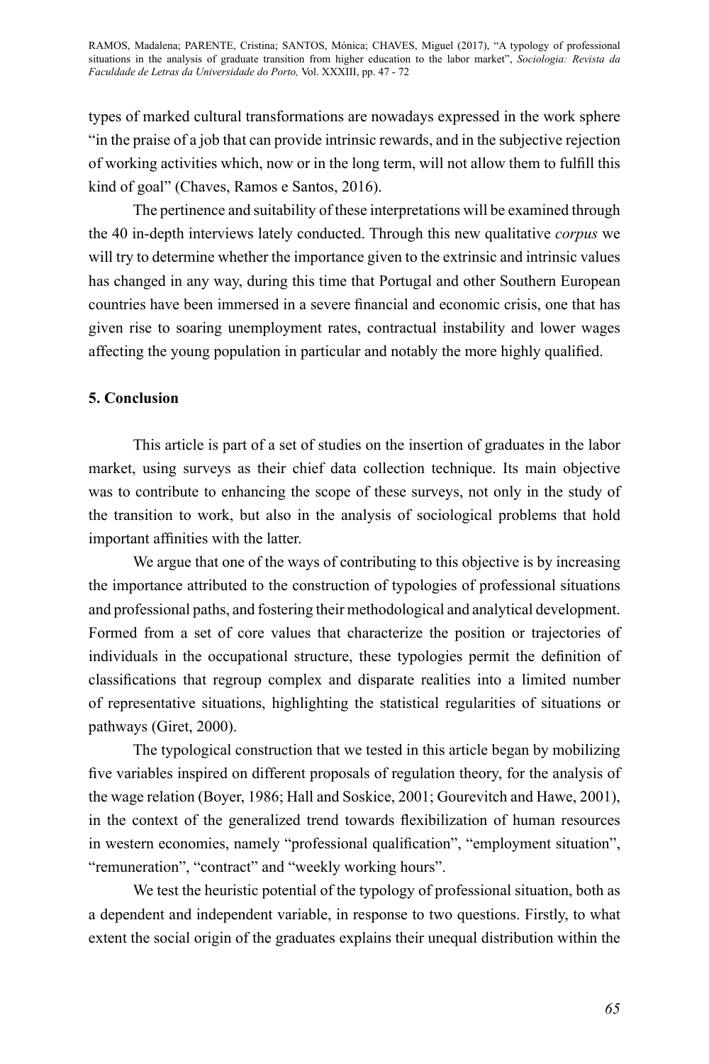types of marked cultural transformations are nowadays expressed in the work sphere "in the praise of a job that can provide intrinsic rewards, and in the subjective rejection of working activities which, now or in the long term, will not allow them to fulfill this kind of goal" (Chaves, Ramos e Santos, 2016).

The pertinence and suitability of these interpretations will be examined through the 40 in-depth interviews lately conducted. Through this new qualitative *corpus* we will try to determine whether the importance given to the extrinsic and intrinsic values has changed in any way, during this time that Portugal and other Southern European countries have been immersed in a severe financial and economic crisis, one that has given rise to soaring unemployment rates, contractual instability and lower wages affecting the young population in particular and notably the more highly qualified.

## 5. Conclusion

This article is part of a set of studies on the insertion of graduates in the labor market, using surveys as their chief data collection technique. Its main objective was to contribute to enhancing the scope of these surveys, not only in the study of the transition to work, but also in the analysis of sociological problems that hold important affinities with the latter.

We argue that one of the ways of contributing to this objective is by increasing the importance attributed to the construction of typologies of professional situations and professional paths, and fostering their methodological and analytical development. Formed from a set of core values that characterize the position or trajectories of individuals in the occupational structure, these typologies permit the definition of classifications that regroup complex and disparate realities into a limited number of representative situations, highlighting the statistical regularities of situations or pathways (Giret, 2000).

The typological construction that we tested in this article began by mobilizing five variables inspired on different proposals of regulation theory, for the analysis of the wage relation (Boyer, 1986; Hall and Soskice, 2001; Gourevitch and Hawe, 2001), in the context of the generalized trend towards flexibilization of human resources in western economies, namely "professional qualification", "employment situation", "remuneration", "contract" and "weekly working hours".

We test the heuristic potential of the typology of professional situation, both as a dependent and independent variable, in response to two questions. Firstly, to what extent the social origin of the graduates explains their unequal distribution within the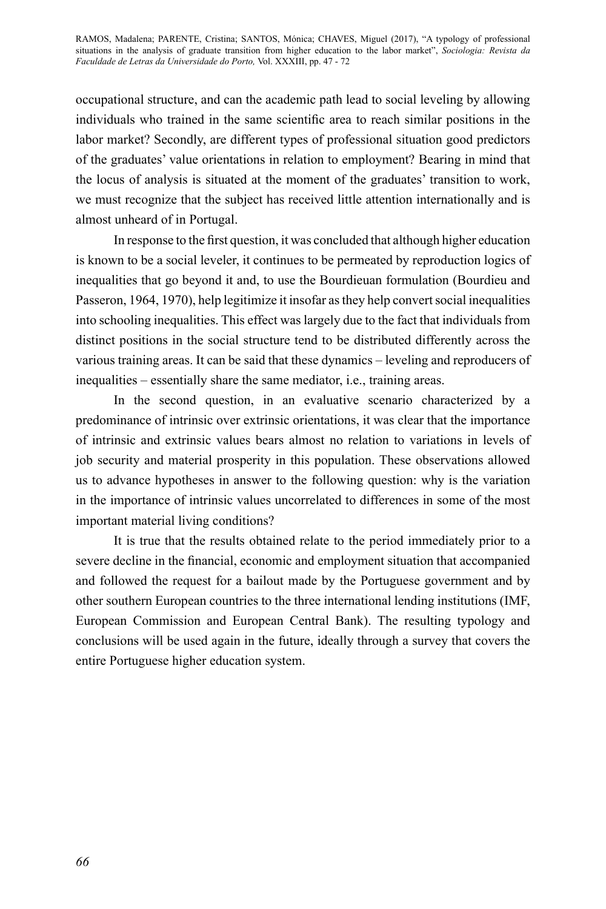occupational structure, and can the academic path lead to social leveling by allowing individuals who trained in the same scientific area to reach similar positions in the labor market? Secondly, are different types of professional situation good predictors of the graduates' value orientations in relation to employment? Bearing in mind that the locus of analysis is situated at the moment of the graduates' transition to work, we must recognize that the subject has received little attention internationally and is almost unheard of in Portugal.

In response to the first question, it was concluded that although higher education is known to be a social leveler, it continues to be permeated by reproduction logics of inequalities that go beyond it and, to use the Bourdieuan formulation (Bourdieu and Passeron, 1964, 1970), help legitimize it insofar as they help convert social inequalities into schooling inequalities. This effect was largely due to the fact that individuals from distinct positions in the social structure tend to be distributed differently across the various training areas. It can be said that these dynamics – leveling and reproducers of inequalities – essentially share the same mediator, i.e., training areas.

In the second question, in an evaluative scenario characterized by a predominance of intrinsic over extrinsic orientations, it was clear that the importance of intrinsic and extrinsic values bears almost no relation to variations in levels of job security and material prosperity in this population. These observations allowed us to advance hypotheses in answer to the following question: why is the variation in the importance of intrinsic values uncorrelated to differences in some of the most important material living conditions?

It is true that the results obtained relate to the period immediately prior to a severe decline in the financial, economic and employment situation that accompanied and followed the request for a bailout made by the Portuguese government and by other southern European countries to the three international lending institutions (IMF, European Commission and European Central Bank). The resulting typology and conclusions will be used again in the future, ideally through a survey that covers the entire Portuguese higher education system.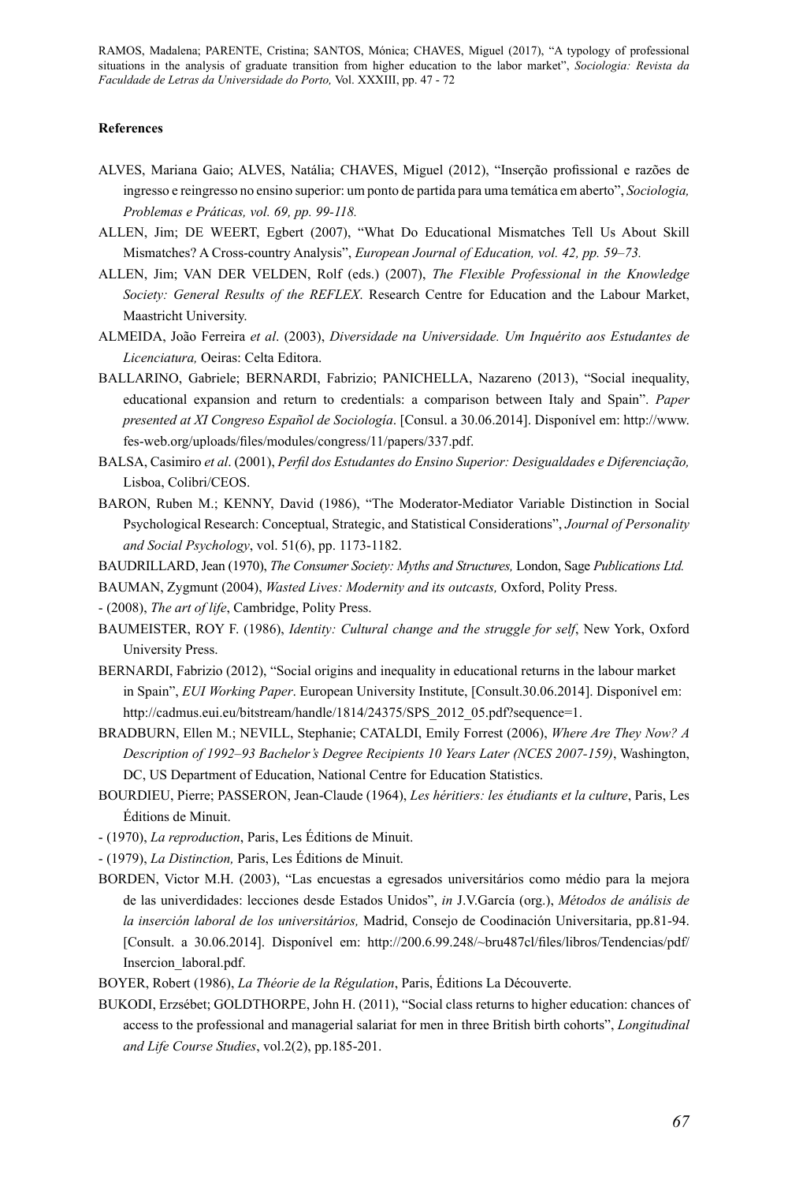**References**

ALVES, Mariana Gaio; ALVES, Natália; CHAVES, Miguel (2012), "Inserção profissional e razões de ingresso e reingresso no ensino superior: um ponto de partida para uma temática em aberto", *Sociologia, Problemas e Práticas, vol. 69, pp. 99-118.*

ALLEN, Jim; DE WEERT, Egbert (2007), "What Do Educational Mismatches Tell Us About Skill Mismatches? A Cross-country Analysis", *European Journal of Education, vol. 42, pp. 59–73.*

ALLEN, Jim; VAN DER VELDEN, Rolf (eds.) (2007), *The Flexible Professional in the Knowledge Society: General Results of the REFLEX*. Research Centre for Education and the Labour Market, Maastricht University.

ALMEIDA, João Ferreira *et al*. (2003), *Diversidade na Universidade. Um Inquérito aos Estudantes de Licenciatura,* Oeiras: Celta Editora.

BALLARINO, Gabriele; BERNARDI, Fabrizio; PANICHELLA, Nazareno (2013), "Social inequality, educational expansion and return to credentials: a comparison between Italy and Spain". *Paper presented at XI Congreso Español de Sociología*. [Consul. a 30.06.2014]. Disponível em: http://www.fes-web.org/uploads/files/modules/congress/11/papers/337.pdf.

BALSA, Casimiro *et al*. (2001), *Perfil dos Estudantes do Ensino Superior: Desigualdades e Diferenciação,* Lisboa, Colibri/CEOS.

BARON, Ruben M.; KENNY, David (1986), "The Moderator-Mediator Variable Distinction in Social Psychological Research: Conceptual, Strategic, and Statistical Considerations", *Journal of Personality and Social Psychology*, vol. 51(6), pp. 1173-1182.

BAUDRILLARD, Jean (1970), *The Consumer Society: Myths and Structures,* London, Sage *Publications Ltd.*

BAUMAN, Zygmunt (2004), *Wasted Lives: Modernity and its outcasts,* Oxford, Polity Press.

- (2008), *The art of life*, Cambridge, Polity Press.

BAUMEISTER, ROY F. (1986), *Identity: Cultural change and the struggle for self*, New York, Oxford University Press.

BERNARDI, Fabrizio (2012), "Social origins and inequality in educational returns in the labour market in Spain", *EUI Working Paper*. European University Institute, [Consult.30.06.2014]. Disponível em: http://cadmus.eui.eu/bitstream/handle/1814/24375/SPS_2012_05.pdf?sequence=1.

BRADBURN, Ellen M.; NEVILL, Stephanie; CATALDI, Emily Forrest (2006), *Where Are They Now? A Description of 1992–93 Bachelor's Degree Recipients 10 Years Later (NCES 2007-159)*, Washington, DC, US Department of Education, National Centre for Education Statistics.

BOURDIEU, Pierre; PASSERON, Jean-Claude (1964), *Les héritiers: les étudiants et la culture*, Paris, Les Éditions de Minuit.

- (1970), *La reproduction*, Paris, Les Éditions de Minuit.

- (1979), *La Distinction,* Paris, Les Éditions de Minuit.

BORDEN, Victor M.H. (2003), "Las encuestas a egresados universitários como médio para la mejora de las univerdidades: lecciones desde Estados Unidos", *in* J.V.García (org.), *Métodos de análisis de la inserción laboral de los universitários,* Madrid, Consejo de Coodinación Universitaria, pp.81-94. [Consult. a 30.06.2014]. Disponível em: http://200.6.99.248/~bru487cl/files/libros/Tendencias/pdf/Insercion_laboral.pdf.

BOYER, Robert (1986), *La Théorie de la Régulation*, Paris, Éditions La Découverte.

BUKODI, Erzsébet; GOLDTHORPE, John H. (2011), "Social class returns to higher education: chances of access to the professional and managerial salariat for men in three British birth cohorts", *Longitudinal and Life Course Studies*, vol.2(2), pp.185-201.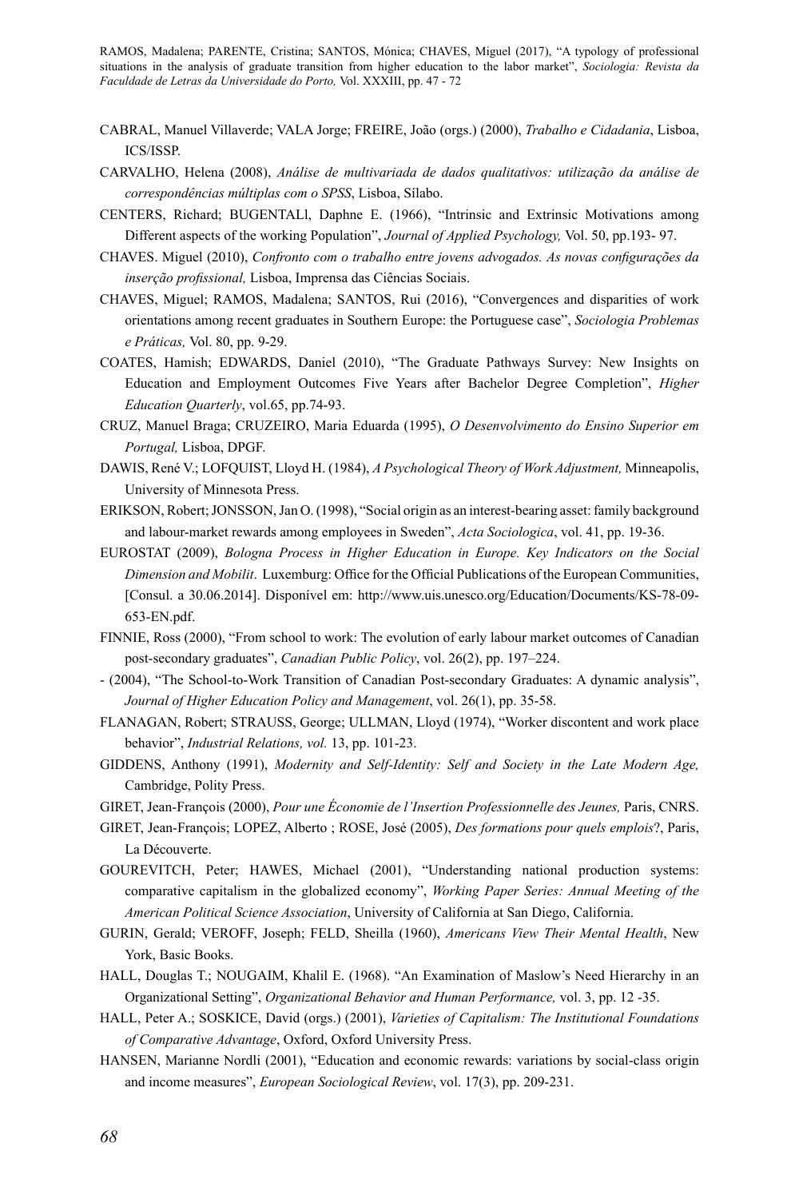CABRAL, Manuel Villaverde; VALA Jorge; FREIRE, João (orgs.) (2000), *Trabalho e Cidadania*, Lisboa, ICS/ISSP.

CARVALHO, Helena (2008), *Análise de multivariada de dados qualitativos: utilização da análise de correspondências múltiplas com o SPSS*, Lisboa, Sílabo.

CENTERS, Richard; BUGENTALl, Daphne E. (1966), "Intrinsic and Extrinsic Motivations among Different aspects of the working Population", *Journal of Applied Psychology,* Vol. 50, pp.193- 97.

CHAVES. Miguel (2010), *Confronto com o trabalho entre jovens advogados. As novas configurações da inserção profissional,* Lisboa, Imprensa das Ciências Sociais.

CHAVES, Miguel; RAMOS, Madalena; SANTOS, Rui (2016), "Convergences and disparities of work orientations among recent graduates in Southern Europe: the Portuguese case", *Sociologia Problemas e Práticas,* Vol. 80, pp. 9-29.

COATES, Hamish; EDWARDS, Daniel (2010), "The Graduate Pathways Survey: New Insights on Education and Employment Outcomes Five Years after Bachelor Degree Completion", *Higher Education Quarterly*, vol.65, pp.74-93.

CRUZ, Manuel Braga; CRUZEIRO, Maria Eduarda (1995), *O Desenvolvimento do Ensino Superior em Portugal,* Lisboa, DPGF.

DAWIS, René V.; LOFQUIST, Lloyd H. (1984), *A Psychological Theory of Work Adjustment,* Minneapolis, University of Minnesota Press.

ERIKSON, Robert; JONSSON, Jan O. (1998), "Social origin as an interest-bearing asset: family background and labour-market rewards among employees in Sweden", *Acta Sociologica*, vol. 41, pp. 19-36.

EUROSTAT (2009), *Bologna Process in Higher Education in Europe. Key Indicators on the Social Dimension and Mobilit*. Luxemburg: Office for the Official Publications of the European Communities, [Consul. a 30.06.2014]. Disponível em: http://www.uis.unesco.org/Education/Documents/KS-78-09-653-EN.pdf.

FINNIE, Ross (2000), "From school to work: The evolution of early labour market outcomes of Canadian post-secondary graduates", *Canadian Public Policy*, vol. 26(2), pp. 197–224.

- (2004), "The School-to-Work Transition of Canadian Post-secondary Graduates: A dynamic analysis", *Journal of Higher Education Policy and Management*, vol. 26(1), pp. 35-58.

FLANAGAN, Robert; STRAUSS, George; ULLMAN, Lloyd (1974), "Worker discontent and work place behavior", *Industrial Relations, vol.* 13, pp. 101-23.

GIDDENS, Anthony (1991), *Modernity and Self-Identity: Self and Society in the Late Modern Age,* Cambridge, Polity Press.

GIRET, Jean-François (2000), *Pour une Économie de l'Insertion Professionnelle des Jeunes,* Paris, CNRS.

GIRET, Jean-François; LOPEZ, Alberto ; ROSE, José (2005), *Des formations pour quels emplois*?, Paris, La Découverte.

GOUREVITCH, Peter; HAWES, Michael (2001), "Understanding national production systems: comparative capitalism in the globalized economy", *Working Paper Series: Annual Meeting of the American Political Science Association*, University of California at San Diego, California.

GURIN, Gerald; VEROFF, Joseph; FELD, Sheilla (1960), *Americans View Their Mental Health*, New York, Basic Books.

HALL, Douglas T.; NOUGAIM, Khalil E. (1968). "An Examination of Maslow's Need Hierarchy in an Organizational Setting", *Organizational Behavior and Human Performance,* vol. 3, pp. 12 -35.

HALL, Peter A.; SOSKICE, David (orgs.) (2001), *Varieties of Capitalism: The Institutional Foundations of Comparative Advantage*, Oxford, Oxford University Press.

HANSEN, Marianne Nordli (2001), "Education and economic rewards: variations by social-class origin and income measures", *European Sociological Review*, vol. 17(3), pp. 209-231.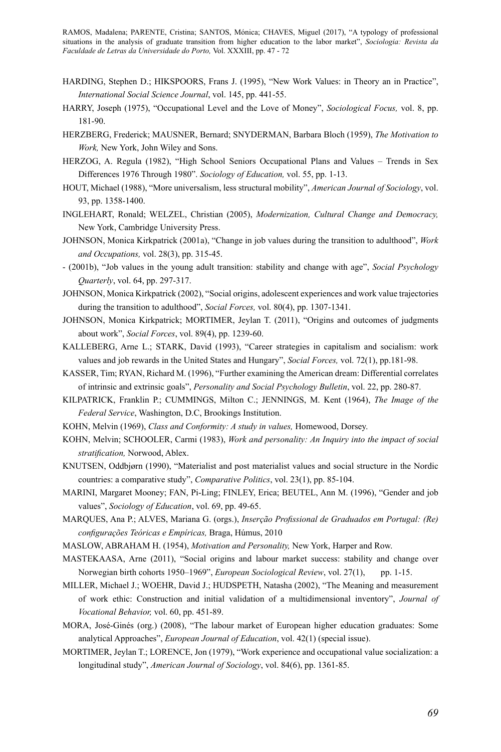HARDING, Stephen D.; HIKSPOORS, Frans J. (1995), "New Work Values: in Theory an in Practice", *International Social Science Journal*, vol. 145, pp. 441-55.

HARRY, Joseph (1975), "Occupational Level and the Love of Money", *Sociological Focus,* vol. 8, pp. 181-90.

HERZBERG, Frederick; MAUSNER, Bernard; SNYDERMAN, Barbara Bloch (1959), *The Motivation to Work,* New York, John Wiley and Sons.

HERZOG, A. Regula (1982), "High School Seniors Occupational Plans and Values – Trends in Sex Differences 1976 Through 1980". *Sociology of Education,* vol. 55, pp. 1-13.

HOUT, Michael (1988), "More universalism, less structural mobility", *American Journal of Sociology*, vol. 93, pp. 1358-1400.

INGLEHART, Ronald; WELZEL, Christian (2005), *Modernization, Cultural Change and Democracy,* New York, Cambridge University Press.

JOHNSON, Monica Kirkpatrick (2001a), "Change in job values during the transition to adulthood", *Work and Occupations,* vol. 28(3), pp. 315-45.

- (2001b), "Job values in the young adult transition: stability and change with age", *Social Psychology Quarterly*, vol. 64, pp. 297-317.

JOHNSON, Monica Kirkpatrick (2002), "Social origins, adolescent experiences and work value trajectories during the transition to adulthood", *Social Forces,* vol. 80(4), pp. 1307-1341.

JOHNSON, Monica Kirkpatrick; MORTIMER, Jeylan T. (2011), "Origins and outcomes of judgments about work", *Social Forces*, vol. 89(4), pp. 1239-60.

KALLEBERG, Arne L.; STARK, David (1993), "Career strategies in capitalism and socialism: work values and job rewards in the United States and Hungary", *Social Forces,* vol. 72(1), pp.181-98.

KASSER, Tim; RYAN, Richard M. (1996), "Further examining the American dream: Differential correlates of intrinsic and extrinsic goals", *Personality and Social Psychology Bulletin*, vol. 22, pp. 280-87.

KILPATRICK, Franklin P.; CUMMINGS, Milton C.; JENNINGS, M. Kent (1964), *The Image of the Federal Service*, Washington, D.C, Brookings Institution.

KOHN, Melvin (1969), *Class and Conformity: A study in values,* Homewood, Dorsey.

KOHN, Melvin; SCHOOLER, Carmi (1983), *Work and personality: An Inquiry into the impact of social stratification,* Norwood, Ablex.

KNUTSEN, Oddbjørn (1990), "Materialist and post materialist values and social structure in the Nordic countries: a comparative study", *Comparative Politics*, vol. 23(1), pp. 85-104.

MARINI, Margaret Mooney; FAN, Pi-Ling; FINLEY, Erica; BEUTEL, Ann M. (1996), "Gender and job values", *Sociology of Education*, vol. 69, pp. 49-65.

MARQUES, Ana P.; ALVES, Mariana G. (orgs.), *Inserção Profissional de Graduados em Portugal: (Re) configurações Teóricas e Empíricas,* Braga, Húmus, 2010

MASLOW, ABRAHAM H. (1954), *Motivation and Personality,* New York, Harper and Row.

MASTEKAASA, Arne (2011), "Social origins and labour market success: stability and change over Norwegian birth cohorts 1950–1969", *European Sociological Review*, vol. 27(1), pp. 1-15.

MILLER, Michael J.; WOEHR, David J.; HUDSPETH, Natasha (2002), "The Meaning and measurement of work ethic: Construction and initial validation of a multidimensional inventory", *Journal of Vocational Behavior,* vol. 60, pp. 451-89.

MORA, José-Ginés (org.) (2008), "The labour market of European higher education graduates: Some analytical Approaches", *European Journal of Education*, vol. 42(1) (special issue).

MORTIMER, Jeylan T.; LORENCE, Jon (1979), "Work experience and occupational value socialization: a longitudinal study", *American Journal of Sociology*, vol. 84(6), pp. 1361-85.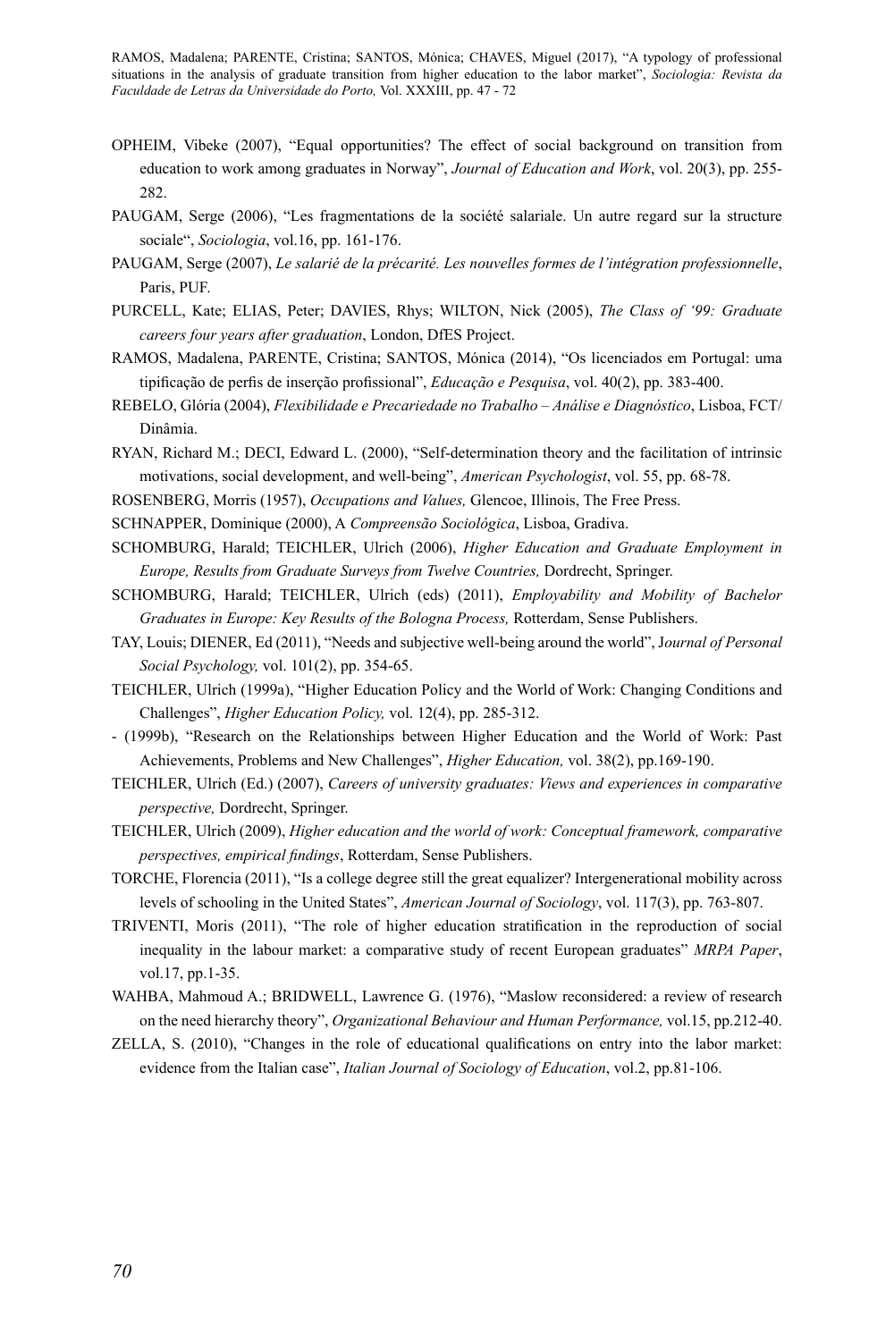OPHEIM, Vibeke (2007), "Equal opportunities? The effect of social background on transition from education to work among graduates in Norway", *Journal of Education and Work*, vol. 20(3), pp. 255-282.

PAUGAM, Serge (2006), "Les fragmentations de la société salariale. Un autre regard sur la structure sociale", *Sociologia*, vol.16, pp. 161-176.

PAUGAM, Serge (2007), *Le salarié de la précarité. Les nouvelles formes de l'intégration professionnelle*, Paris, PUF.

PURCELL, Kate; ELIAS, Peter; DAVIES, Rhys; WILTON, Nick (2005), *The Class of '99: Graduate careers four years after graduation*, London, DfES Project.

RAMOS, Madalena, PARENTE, Cristina; SANTOS, Mónica (2014), "Os licenciados em Portugal: uma tipificação de perfis de inserção profissional", *Educação e Pesquisa*, vol. 40(2), pp. 383-400.

REBELO, Glória (2004), *Flexibilidade e Precariedade no Trabalho – Análise e Diagnóstico*, Lisboa, FCT/Dinâmia.

RYAN, Richard M.; DECI, Edward L. (2000), "Self-determination theory and the facilitation of intrinsic motivations, social development, and well-being", *American Psychologist*, vol. 55, pp. 68-78.

ROSENBERG, Morris (1957), *Occupations and Values,* Glencoe, Illinois, The Free Press.

SCHNAPPER, Dominique (2000), A *Compreensão Sociológica*, Lisboa, Gradiva.

SCHOMBURG, Harald; TEICHLER, Ulrich (2006), *Higher Education and Graduate Employment in Europe, Results from Graduate Surveys from Twelve Countries,* Dordrecht, Springer.

SCHOMBURG, Harald; TEICHLER, Ulrich (eds) (2011), *Employability and Mobility of Bachelor Graduates in Europe: Key Results of the Bologna Process,* Rotterdam, Sense Publishers.

TAY, Louis; DIENER, Ed (2011), "Needs and subjective well-being around the world", J*ournal of Personal Social Psychology,* vol. 101(2), pp. 354-65.

TEICHLER, Ulrich (1999a), "Higher Education Policy and the World of Work: Changing Conditions and Challenges", *Higher Education Policy,* vol. 12(4), pp. 285-312.

- (1999b), "Research on the Relationships between Higher Education and the World of Work: Past Achievements, Problems and New Challenges", *Higher Education,* vol. 38(2), pp.169-190.

TEICHLER, Ulrich (Ed.) (2007), *Careers of university graduates: Views and experiences in comparative perspective,* Dordrecht, Springer.

TEICHLER, Ulrich (2009), *Higher education and the world of work: Conceptual framework, comparative perspectives, empirical findings*, Rotterdam, Sense Publishers.

TORCHE, Florencia (2011), "Is a college degree still the great equalizer? Intergenerational mobility across levels of schooling in the United States", *American Journal of Sociology*, vol. 117(3), pp. 763-807.

TRIVENTI, Moris (2011), "The role of higher education stratification in the reproduction of social inequality in the labour market: a comparative study of recent European graduates" *MRPA Paper*, vol.17, pp.1-35.

WAHBA, Mahmoud A.; BRIDWELL, Lawrence G. (1976), "Maslow reconsidered: a review of research on the need hierarchy theory", *Organizational Behaviour and Human Performance,* vol.15, pp.212-40.

ZELLA, S. (2010), "Changes in the role of educational qualifications on entry into the labor market: evidence from the Italian case", *Italian Journal of Sociology of Education*, vol.2, pp.81-106.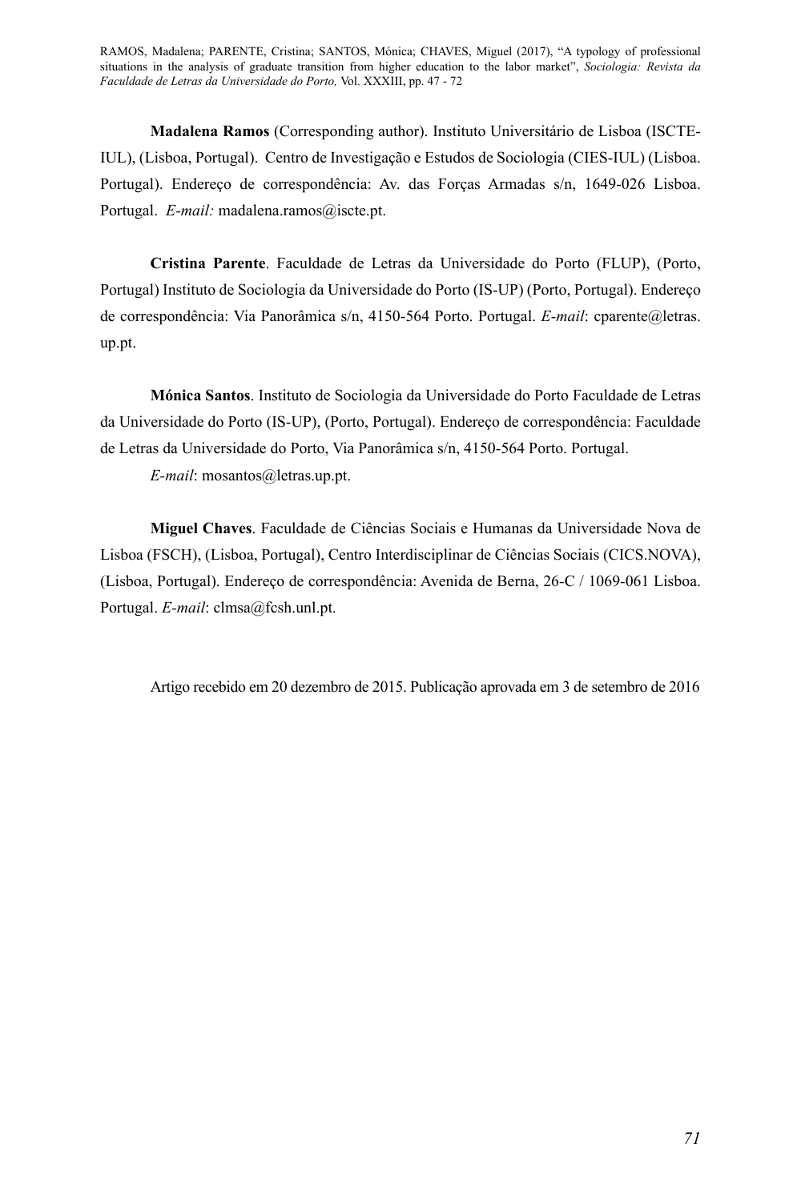**Madalena Ramos** (Corresponding author). Instituto Universitário de Lisboa (ISCTE-IUL), (Lisboa, Portugal). Centro de Investigação e Estudos de Sociologia (CIES-IUL) (Lisboa. Portugal). Endereço de correspondência: Av. das Forças Armadas s/n, 1649-026 Lisboa. Portugal. *E-mail:* madalena.ramos@iscte.pt.

**Cristina Parente**. Faculdade de Letras da Universidade do Porto (FLUP), (Porto, Portugal) Instituto de Sociologia da Universidade do Porto (IS-UP) (Porto, Portugal). Endereço de correspondência: Via Panorâmica s/n, 4150-564 Porto. Portugal. *E-mail*: cparente@letras.up.pt.

**Mónica Santos**. Instituto de Sociologia da Universidade do Porto Faculdade de Letras da Universidade do Porto (IS-UP), (Porto, Portugal). Endereço de correspondência: Faculdade de Letras da Universidade do Porto, Via Panorâmica s/n, 4150-564 Porto. Portugal.

*E-mail*: mosantos@letras.up.pt.

**Miguel Chaves**. Faculdade de Ciências Sociais e Humanas da Universidade Nova de Lisboa (FSCH), (Lisboa, Portugal), Centro Interdisciplinar de Ciências Sociais (CICS.NOVA), (Lisboa, Portugal). Endereço de correspondência: Avenida de Berna, 26-C / 1069-061 Lisboa. Portugal. *E-mail*: clmsa@fcsh.unl.pt.

Artigo recebido em 20 dezembro de 2015. Publicação aprovada em 3 de setembro de 2016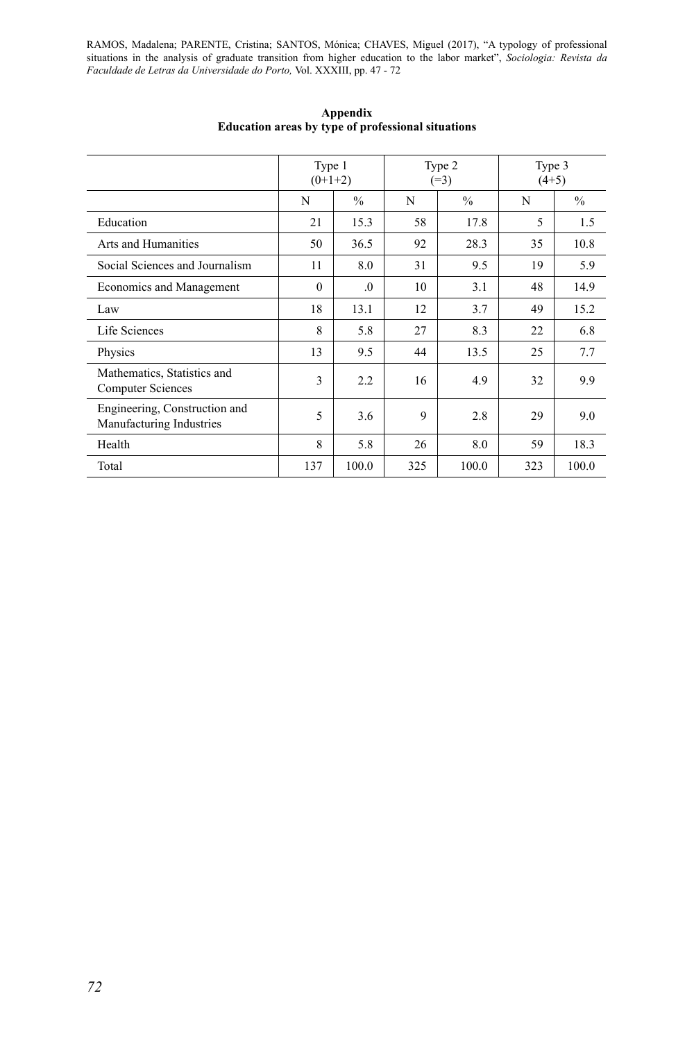**Appendix**
**Education areas by type of professional situations**

| | Type 1 (0+1+2) | | Type 2 (=3) | | Type 3 (4+5) | |
|---|---|---|---|---|---|---|
| | N | % | N | % | N | % |
| Education | 21 | 15.3 | 58 | 17.8 | 5 | 1.5 |
| Arts and Humanities | 50 | 36.5 | 92 | 28.3 | 35 | 10.8 |
| Social Sciences and Journalism | 11 | 8.0 | 31 | 9.5 | 19 | 5.9 |
| Economics and Management | 0 | .0 | 10 | 3.1 | 48 | 14.9 |
| Law | 18 | 13.1 | 12 | 3.7 | 49 | 15.2 |
| Life Sciences | 8 | 5.8 | 27 | 8.3 | 22 | 6.8 |
| Physics | 13 | 9.5 | 44 | 13.5 | 25 | 7.7 |
| Mathematics, Statistics and Computer Sciences | 3 | 2.2 | 16 | 4.9 | 32 | 9.9 |
| Engineering, Construction and Manufacturing Industries | 5 | 3.6 | 9 | 2.8 | 29 | 9.0 |
| Health | 8 | 5.8 | 26 | 8.0 | 59 | 18.3 |
| Total | 137 | 100.0 | 325 | 100.0 | 323 | 100.0 |